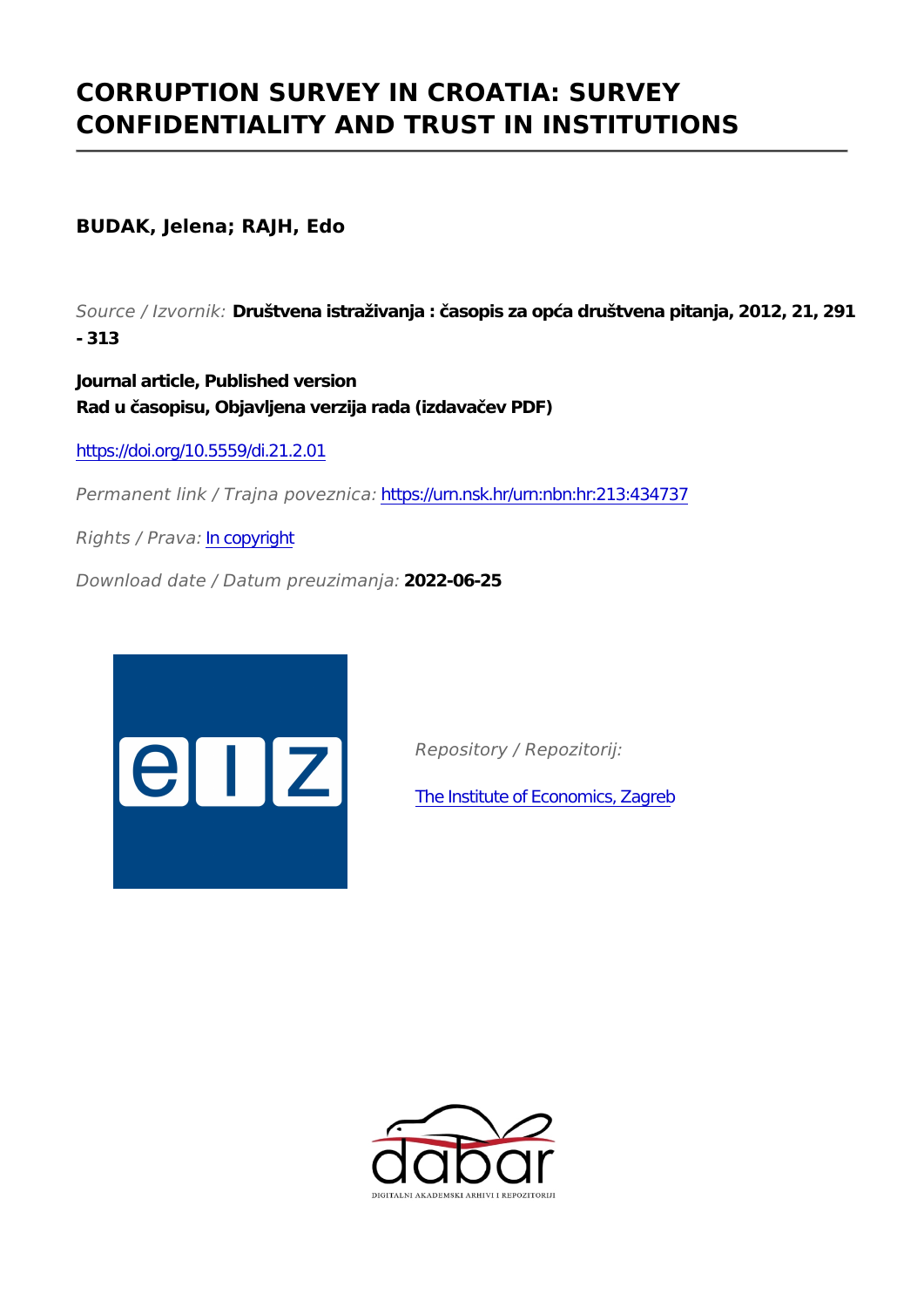# CORRUPTION SURVEY IN CROATIA: SURVEY CONFIDENTIALITY AND TRUST IN INSTITUTIONS

**BUDAK, Jelena; RAJH, Edo**

*Source / Izvornik:* **Društvena istraživanja : časopis za opća društvena pitanja, 2012, 21, 291 - 313**

**Journal article, Published version**
**Rad u časopisu, Objavljena verzija rada (izdavačev PDF)**

https://doi.org/10.5559/di.21.2.01

*Permanent link / Trajna poveznica:* https://urn.nsk.hr/urn:nbn:hr:213:434737

*Rights / Prava:* In copyright

*Download date / Datum preuzimanja:* **2022-06-25**

*Repository / Repozitorij:*

The Institute of Economics, Zagreb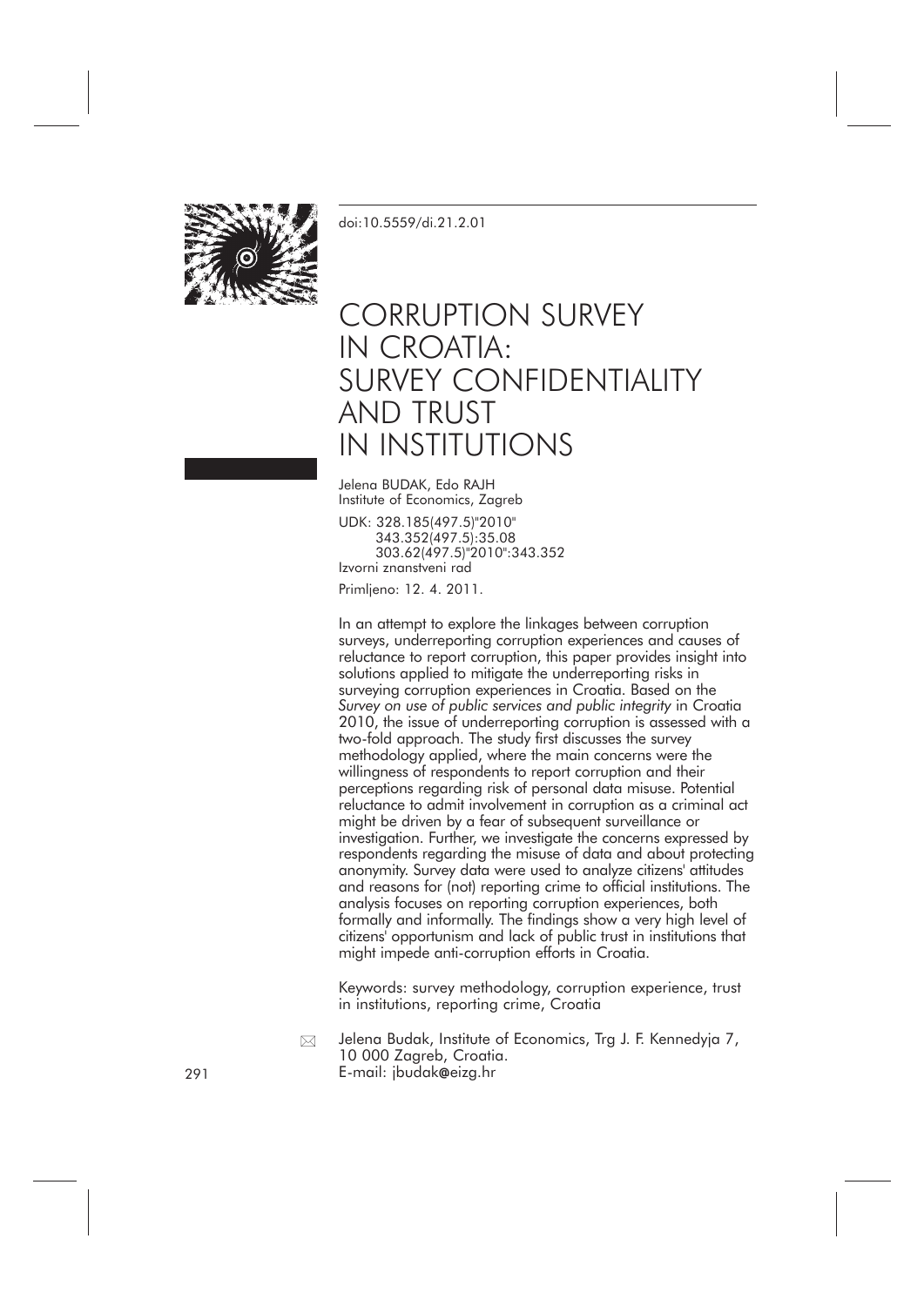doi:10.5559/di.21.2.01

# CORRUPTION SURVEY IN CROATIA: SURVEY CONFIDENTIALITY AND TRUST IN INSTITUTIONS

Jelena BUDAK, Edo RAJH
Institute of Economics, Zagreb

UDK: 328.185(497.5)"2010"
343.352(497.5):35.08
303.62(497.5)"2010":343.352
Izvorni znanstveni rad

Primljeno: 12. 4. 2011.

In an attempt to explore the linkages between corruption surveys, underreporting corruption experiences and causes of reluctance to report corruption, this paper provides insight into solutions applied to mitigate the underreporting risks in surveying corruption experiences in Croatia. Based on the *Survey on use of public services and public integrity* in Croatia 2010, the issue of underreporting corruption is assessed with a two-fold approach. The study first discusses the survey methodology applied, where the main concerns were the willingness of respondents to report corruption and their perceptions regarding risk of personal data misuse. Potential reluctance to admit involvement in corruption as a criminal act might be driven by a fear of subsequent surveillance or investigation. Further, we investigate the concerns expressed by respondents regarding the misuse of data and about protecting anonymity. Survey data were used to analyze citizens' attitudes and reasons for (not) reporting crime to official institutions. The analysis focuses on reporting corruption experiences, both formally and informally. The findings show a very high level of citizens' opportunism and lack of public trust in institutions that might impede anti-corruption efforts in Croatia.

Keywords: survey methodology, corruption experience, trust in institutions, reporting crime, Croatia

Jelena Budak, Institute of Economics, Trg J. F. Kennedyja 7, 10 000 Zagreb, Croatia.
E-mail: jbudak@eizg.hr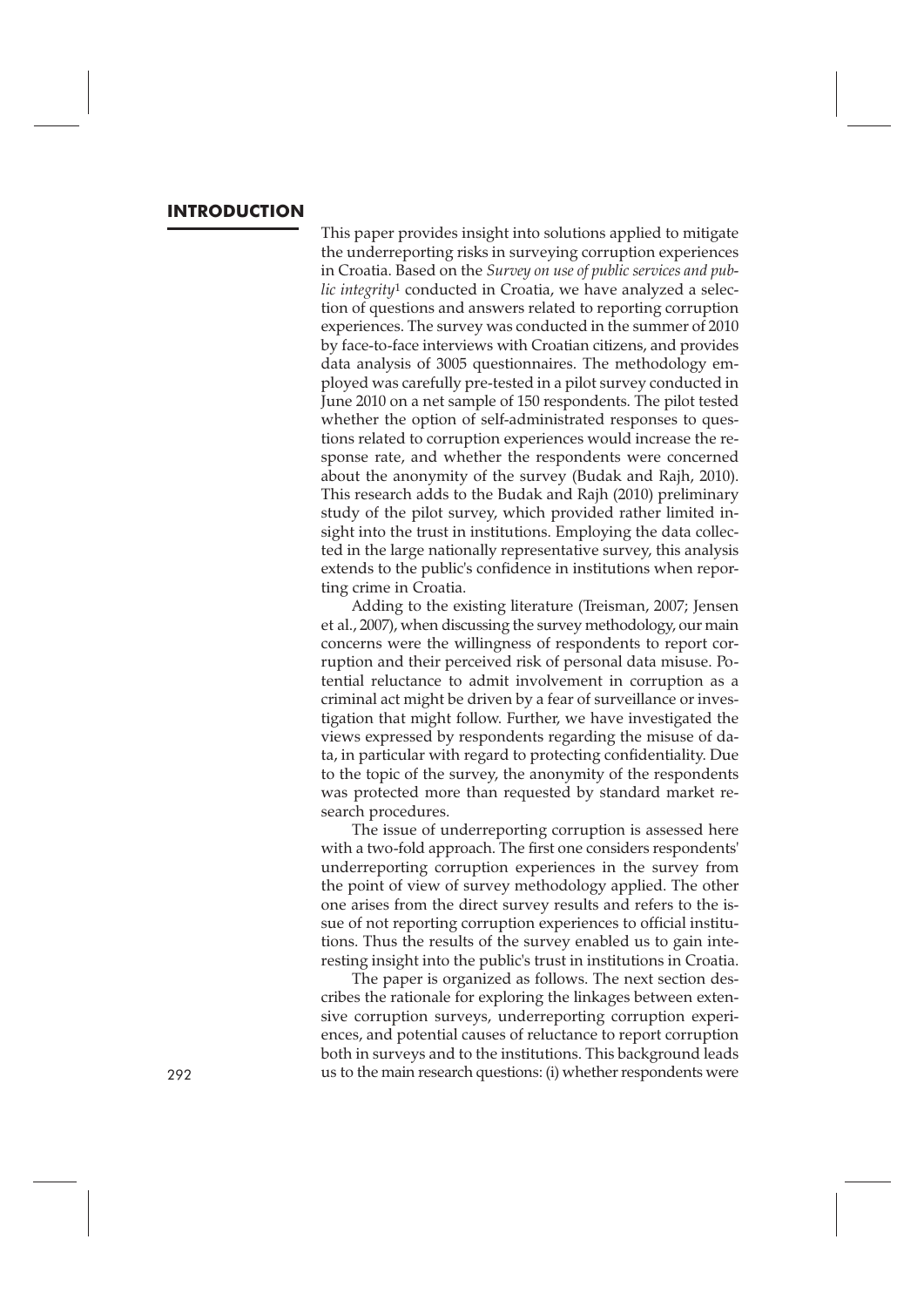## INTRODUCTION

This paper provides insight into solutions applied to mitigate the underreporting risks in surveying corruption experiences in Croatia. Based on the *Survey on use of public services and public integrity*[1] conducted in Croatia, we have analyzed a selection of questions and answers related to reporting corruption experiences. The survey was conducted in the summer of 2010 by face-to-face interviews with Croatian citizens, and provides data analysis of 3005 questionnaires. The methodology employed was carefully pre-tested in a pilot survey conducted in June 2010 on a net sample of 150 respondents. The pilot tested whether the option of self-administrated responses to questions related to corruption experiences would increase the response rate, and whether the respondents were concerned about the anonymity of the survey (Budak and Rajh, 2010). This research adds to the Budak and Rajh (2010) preliminary study of the pilot survey, which provided rather limited insight into the trust in institutions. Employing the data collected in the large nationally representative survey, this analysis extends to the public's confidence in institutions when reporting crime in Croatia.

Adding to the existing literature (Treisman, 2007; Jensen et al., 2007), when discussing the survey methodology, our main concerns were the willingness of respondents to report corruption and their perceived risk of personal data misuse. Potential reluctance to admit involvement in corruption as a criminal act might be driven by a fear of surveillance or investigation that might follow. Further, we have investigated the views expressed by respondents regarding the misuse of data, in particular with regard to protecting confidentiality. Due to the topic of the survey, the anonymity of the respondents was protected more than requested by standard market research procedures.

The issue of underreporting corruption is assessed here with a two-fold approach. The first one considers respondents' underreporting corruption experiences in the survey from the point of view of survey methodology applied. The other one arises from the direct survey results and refers to the issue of not reporting corruption experiences to official institutions. Thus the results of the survey enabled us to gain interesting insight into the public's trust in institutions in Croatia.

The paper is organized as follows. The next section describes the rationale for exploring the linkages between extensive corruption surveys, underreporting corruption experiences, and potential causes of reluctance to report corruption both in surveys and to the institutions. This background leads us to the main research questions: (i) whether respondents were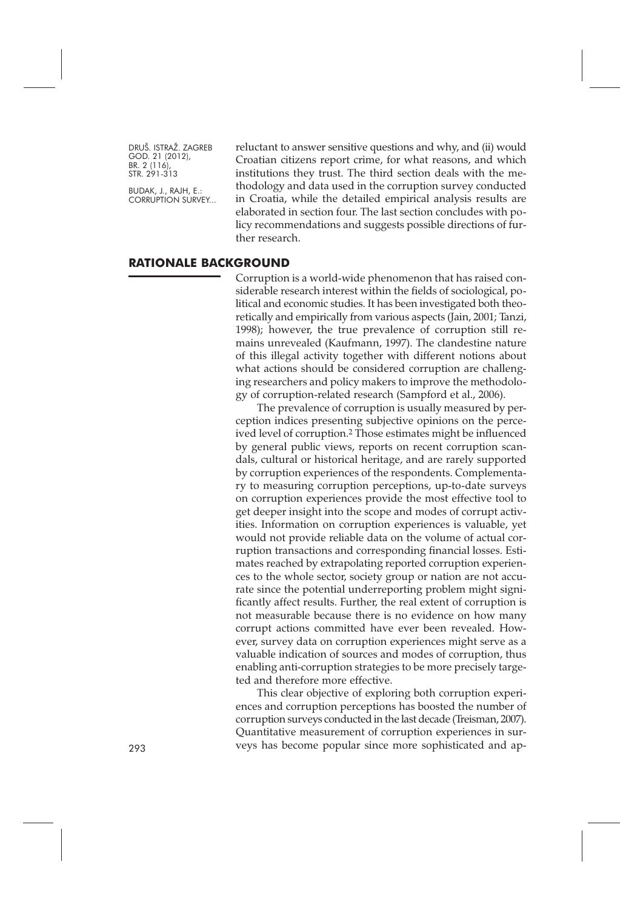reluctant to answer sensitive questions and why, and (ii) would Croatian citizens report crime, for what reasons, and which institutions they trust. The third section deals with the methodology and data used in the corruption survey conducted in Croatia, while the detailed empirical analysis results are elaborated in section four. The last section concludes with policy recommendations and suggests possible directions of further research.

## RATIONALE BACKGROUND

Corruption is a world-wide phenomenon that has raised considerable research interest within the fields of sociological, political and economic studies. It has been investigated both theoretically and empirically from various aspects (Jain, 2001; Tanzi, 1998); however, the true prevalence of corruption still remains unrevealed (Kaufmann, 1997). The clandestine nature of this illegal activity together with different notions about what actions should be considered corruption are challenging researchers and policy makers to improve the methodology of corruption-related research (Sampford et al., 2006).

The prevalence of corruption is usually measured by perception indices presenting subjective opinions on the perceived level of corruption.[2] Those estimates might be influenced by general public views, reports on recent corruption scandals, cultural or historical heritage, and are rarely supported by corruption experiences of the respondents. Complementary to measuring corruption perceptions, up-to-date surveys on corruption experiences provide the most effective tool to get deeper insight into the scope and modes of corrupt activities. Information on corruption experiences is valuable, yet would not provide reliable data on the volume of actual corruption transactions and corresponding financial losses. Estimates reached by extrapolating reported corruption experiences to the whole sector, society group or nation are not accurate since the potential underreporting problem might significantly affect results. Further, the real extent of corruption is not measurable because there is no evidence on how many corrupt actions committed have ever been revealed. However, survey data on corruption experiences might serve as a valuable indication of sources and modes of corruption, thus enabling anti-corruption strategies to be more precisely targeted and therefore more effective.

This clear objective of exploring both corruption experiences and corruption perceptions has boosted the number of corruption surveys conducted in the last decade (Treisman, 2007). Quantitative measurement of corruption experiences in surveys has become popular since more sophisticated and ap-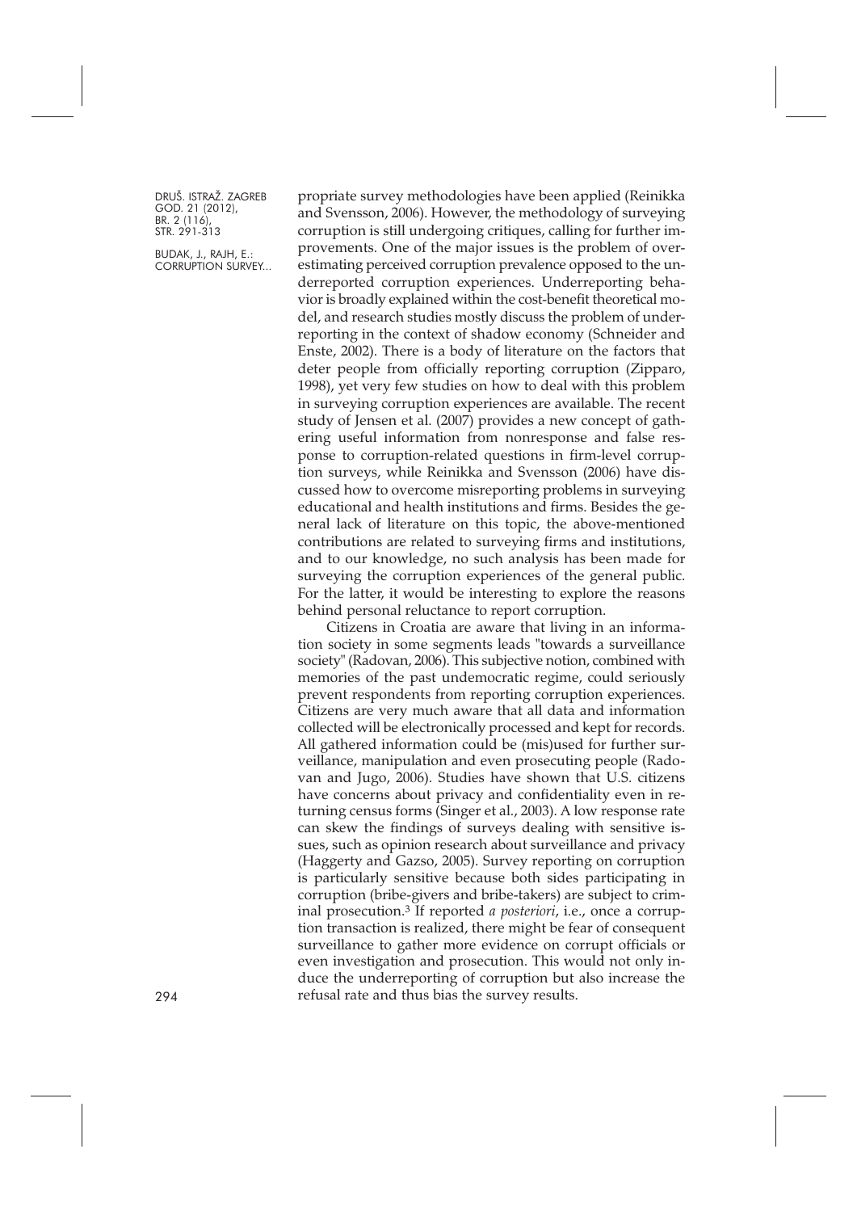propriate survey methodologies have been applied (Reinikka and Svensson, 2006). However, the methodology of surveying corruption is still undergoing critiques, calling for further improvements. One of the major issues is the problem of overestimating perceived corruption prevalence opposed to the underreported corruption experiences. Underreporting behavior is broadly explained within the cost-benefit theoretical model, and research studies mostly discuss the problem of underreporting in the context of shadow economy (Schneider and Enste, 2002). There is a body of literature on the factors that deter people from officially reporting corruption (Zipparo, 1998), yet very few studies on how to deal with this problem in surveying corruption experiences are available. The recent study of Jensen et al. (2007) provides a new concept of gathering useful information from nonresponse and false response to corruption-related questions in firm-level corruption surveys, while Reinikka and Svensson (2006) have discussed how to overcome misreporting problems in surveying educational and health institutions and firms. Besides the general lack of literature on this topic, the above-mentioned contributions are related to surveying firms and institutions, and to our knowledge, no such analysis has been made for surveying the corruption experiences of the general public. For the latter, it would be interesting to explore the reasons behind personal reluctance to report corruption.

Citizens in Croatia are aware that living in an information society in some segments leads "towards a surveillance society" (Radovan, 2006). This subjective notion, combined with memories of the past undemocratic regime, could seriously prevent respondents from reporting corruption experiences. Citizens are very much aware that all data and information collected will be electronically processed and kept for records. All gathered information could be (mis)used for further surveillance, manipulation and even prosecuting people (Radovan and Jugo, 2006). Studies have shown that U.S. citizens have concerns about privacy and confidentiality even in returning census forms (Singer et al., 2003). A low response rate can skew the findings of surveys dealing with sensitive issues, such as opinion research about surveillance and privacy (Haggerty and Gazso, 2005). Survey reporting on corruption is particularly sensitive because both sides participating in corruption (bribe-givers and bribe-takers) are subject to criminal prosecution.[3] If reported *a posteriori*, i.e., once a corruption transaction is realized, there might be fear of consequent surveillance to gather more evidence on corrupt officials or even investigation and prosecution. This would not only induce the underreporting of corruption but also increase the refusal rate and thus bias the survey results.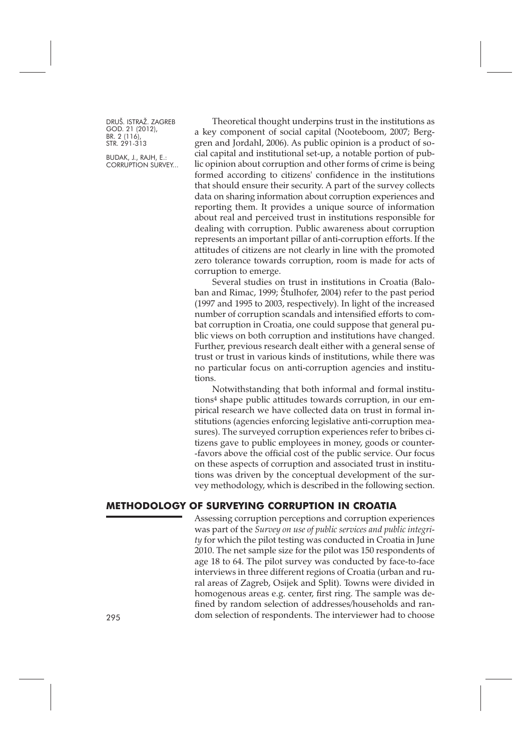Theoretical thought underpins trust in the institutions as a key component of social capital (Nooteboom, 2007; Berggren and Jordahl, 2006). As public opinion is a product of social capital and institutional set-up, a notable portion of public opinion about corruption and other forms of crime is being formed according to citizens' confidence in the institutions that should ensure their security. A part of the survey collects data on sharing information about corruption experiences and reporting them. It provides a unique source of information about real and perceived trust in institutions responsible for dealing with corruption. Public awareness about corruption represents an important pillar of anti-corruption efforts. If the attitudes of citizens are not clearly in line with the promoted zero tolerance towards corruption, room is made for acts of corruption to emerge.

Several studies on trust in institutions in Croatia (Baloban and Rimac, 1999; Štulhofer, 2004) refer to the past period (1997 and 1995 to 2003, respectively). In light of the increased number of corruption scandals and intensified efforts to combat corruption in Croatia, one could suppose that general public views on both corruption and institutions have changed. Further, previous research dealt either with a general sense of trust or trust in various kinds of institutions, while there was no particular focus on anti-corruption agencies and institutions.

Notwithstanding that both informal and formal institutions[4] shape public attitudes towards corruption, in our empirical research we have collected data on trust in formal institutions (agencies enforcing legislative anti-corruption measures). The surveyed corruption experiences refer to bribes citizens gave to public employees in money, goods or counter-favors above the official cost of the public service. Our focus on these aspects of corruption and associated trust in institutions was driven by the conceptual development of the survey methodology, which is described in the following section.

## METHODOLOGY OF SURVEYING CORRUPTION IN CROATIA

Assessing corruption perceptions and corruption experiences was part of the *Survey on use of public services and public integrity* for which the pilot testing was conducted in Croatia in June 2010. The net sample size for the pilot was 150 respondents of age 18 to 64. The pilot survey was conducted by face-to-face interviews in three different regions of Croatia (urban and rural areas of Zagreb, Osijek and Split). Towns were divided in homogenous areas e.g. center, first ring. The sample was defined by random selection of addresses/households and random selection of respondents. The interviewer had to choose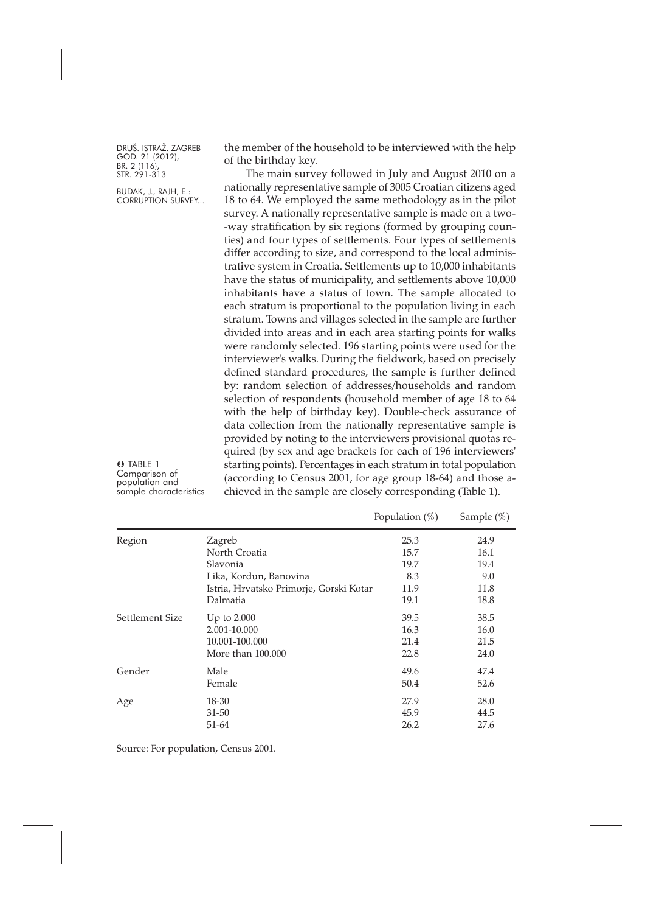the member of the household to be interviewed with the help of the birthday key.

The main survey followed in July and August 2010 on a nationally representative sample of 3005 Croatian citizens aged 18 to 64. We employed the same methodology as in the pilot survey. A nationally representative sample is made on a two-way stratification by six regions (formed by grouping counties) and four types of settlements. Four types of settlements differ according to size, and correspond to the local administrative system in Croatia. Settlements up to 10,000 inhabitants have the status of municipality, and settlements above 10,000 inhabitants have a status of town. The sample allocated to each stratum is proportional to the population living in each stratum. Towns and villages selected in the sample are further divided into areas and in each area starting points for walks were randomly selected. 196 starting points were used for the interviewer's walks. During the fieldwork, based on precisely defined standard procedures, the sample is further defined by: random selection of addresses/households and random selection of respondents (household member of age 18 to 64 with the help of birthday key). Double-check assurance of data collection from the nationally representative sample is provided by noting to the interviewers provisional quotas required (by sex and age brackets for each of 196 interviewers' starting points). Percentages in each stratum in total population (according to Census 2001, for age group 18-64) and those achieved in the sample are closely corresponding (Table 1).

TABLE 1
Comparison of population and sample characteristics

| | | Population (%) | Sample (%) |
|---|---|---|---|
| Region | Zagreb | 25.3 | 24.9 |
| | North Croatia | 15.7 | 16.1 |
| | Slavonia | 19.7 | 19.4 |
| | Lika, Kordun, Banovina | 8.3 | 9.0 |
| | Istria, Hrvatsko Primorje, Gorski Kotar | 11.9 | 11.8 |
| | Dalmatia | 19.1 | 18.8 |
| Settlement Size | Up to 2.000 | 39.5 | 38.5 |
| | 2.001-10.000 | 16.3 | 16.0 |
| | 10.001-100.000 | 21.4 | 21.5 |
| | More than 100.000 | 22.8 | 24.0 |
| Gender | Male | 49.6 | 47.4 |
| | Female | 50.4 | 52.6 |
| Age | 18-30 | 27.9 | 28.0 |
| | 31-50 | 45.9 | 44.5 |
| | 51-64 | 26.2 | 27.6 |

Source: For population, Census 2001.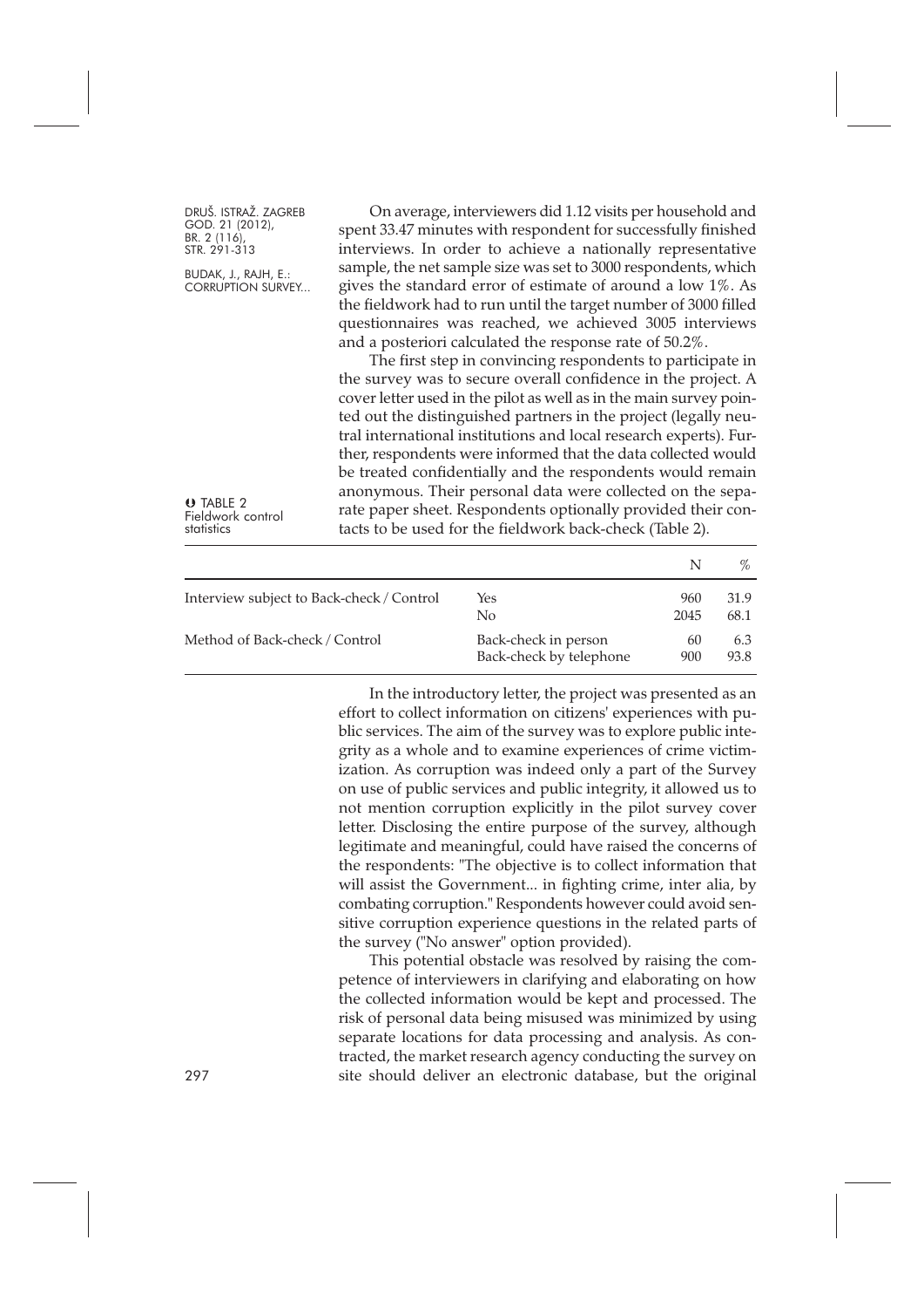On average, interviewers did 1.12 visits per household and spent 33.47 minutes with respondent for successfully finished interviews. In order to achieve a nationally representative sample, the net sample size was set to 3000 respondents, which gives the standard error of estimate of around a low 1%. As the fieldwork had to run until the target number of 3000 filled questionnaires was reached, we achieved 3005 interviews and a posteriori calculated the response rate of 50.2%.

The first step in convincing respondents to participate in the survey was to secure overall confidence in the project. A cover letter used in the pilot as well as in the main survey pointed out the distinguished partners in the project (legally neutral international institutions and local research experts). Further, respondents were informed that the data collected would be treated confidentially and the respondents would remain anonymous. Their personal data were collected on the separate paper sheet. Respondents optionally provided their contacts to be used for the fieldwork back-check (Table 2).

TABLE 2
Fieldwork control statistics

| | | N | % |
|---|---|---|---|
| Interview subject to Back-check / Control | Yes | 960 | 31.9 |
| | No | 2045 | 68.1 |
| Method of Back-check / Control | Back-check in person | 60 | 6.3 |
| | Back-check by telephone | 900 | 93.8 |

In the introductory letter, the project was presented as an effort to collect information on citizens' experiences with public services. The aim of the survey was to explore public integrity as a whole and to examine experiences of crime victimization. As corruption was indeed only a part of the Survey on use of public services and public integrity, it allowed us to not mention corruption explicitly in the pilot survey cover letter. Disclosing the entire purpose of the survey, although legitimate and meaningful, could have raised the concerns of the respondents: "The objective is to collect information that will assist the Government... in fighting crime, inter alia, by combating corruption." Respondents however could avoid sensitive corruption experience questions in the related parts of the survey ("No answer" option provided).

This potential obstacle was resolved by raising the competence of interviewers in clarifying and elaborating on how the collected information would be kept and processed. The risk of personal data being misused was minimized by using separate locations for data processing and analysis. As contracted, the market research agency conducting the survey on site should deliver an electronic database, but the original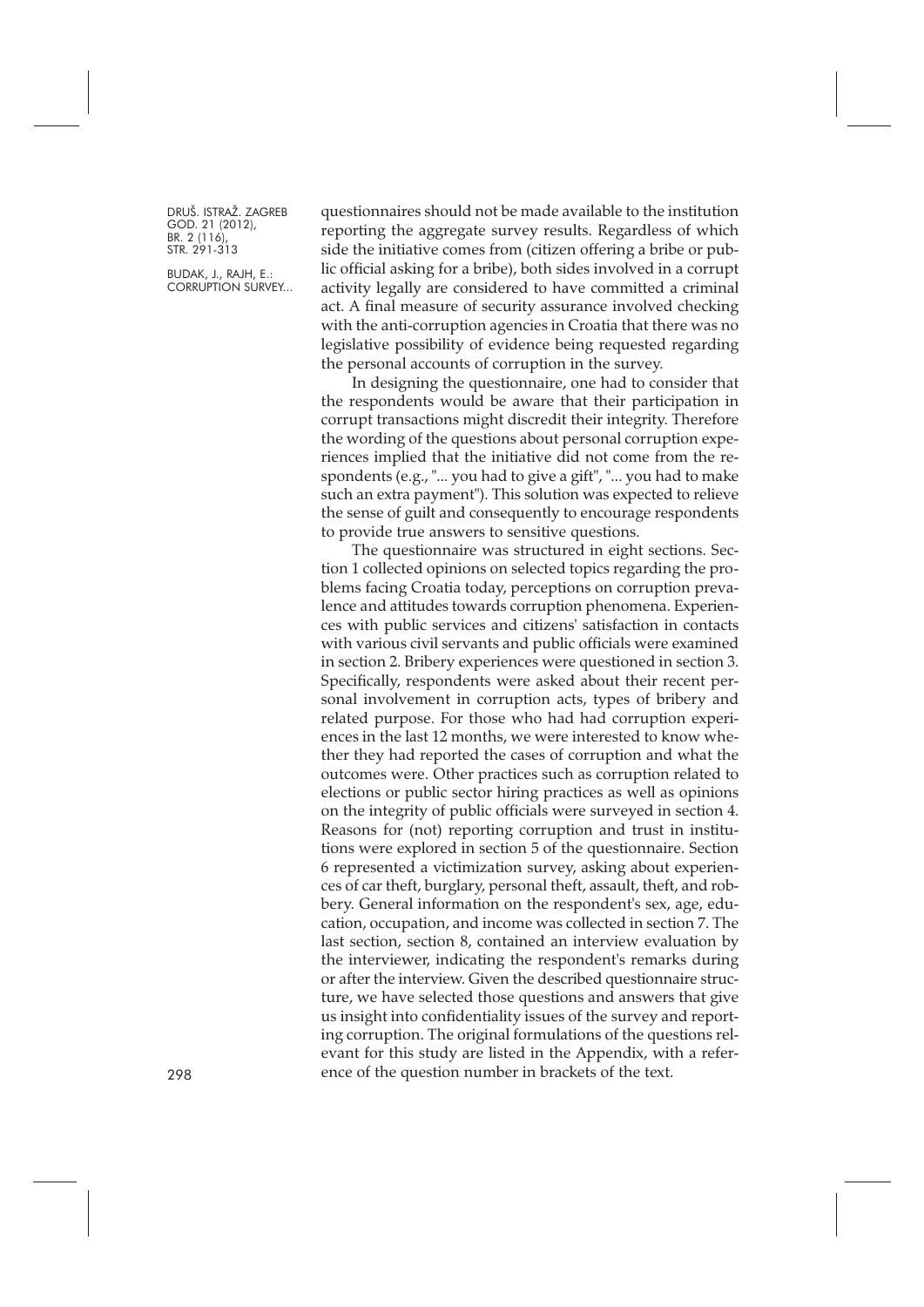questionnaires should not be made available to the institution reporting the aggregate survey results. Regardless of which side the initiative comes from (citizen offering a bribe or public official asking for a bribe), both sides involved in a corrupt activity legally are considered to have committed a criminal act. A final measure of security assurance involved checking with the anti-corruption agencies in Croatia that there was no legislative possibility of evidence being requested regarding the personal accounts of corruption in the survey.

In designing the questionnaire, one had to consider that the respondents would be aware that their participation in corrupt transactions might discredit their integrity. Therefore the wording of the questions about personal corruption experiences implied that the initiative did not come from the respondents (e.g., "... you had to give a gift", "... you had to make such an extra payment"). This solution was expected to relieve the sense of guilt and consequently to encourage respondents to provide true answers to sensitive questions.

The questionnaire was structured in eight sections. Section 1 collected opinions on selected topics regarding the problems facing Croatia today, perceptions on corruption prevalence and attitudes towards corruption phenomena. Experiences with public services and citizens' satisfaction in contacts with various civil servants and public officials were examined in section 2. Bribery experiences were questioned in section 3. Specifically, respondents were asked about their recent personal involvement in corruption acts, types of bribery and related purpose. For those who had had corruption experiences in the last 12 months, we were interested to know whether they had reported the cases of corruption and what the outcomes were. Other practices such as corruption related to elections or public sector hiring practices as well as opinions on the integrity of public officials were surveyed in section 4. Reasons for (not) reporting corruption and trust in institutions were explored in section 5 of the questionnaire. Section 6 represented a victimization survey, asking about experiences of car theft, burglary, personal theft, assault, theft, and robbery. General information on the respondent's sex, age, education, occupation, and income was collected in section 7. The last section, section 8, contained an interview evaluation by the interviewer, indicating the respondent's remarks during or after the interview. Given the described questionnaire structure, we have selected those questions and answers that give us insight into confidentiality issues of the survey and reporting corruption. The original formulations of the questions relevant for this study are listed in the Appendix, with a reference of the question number in brackets of the text.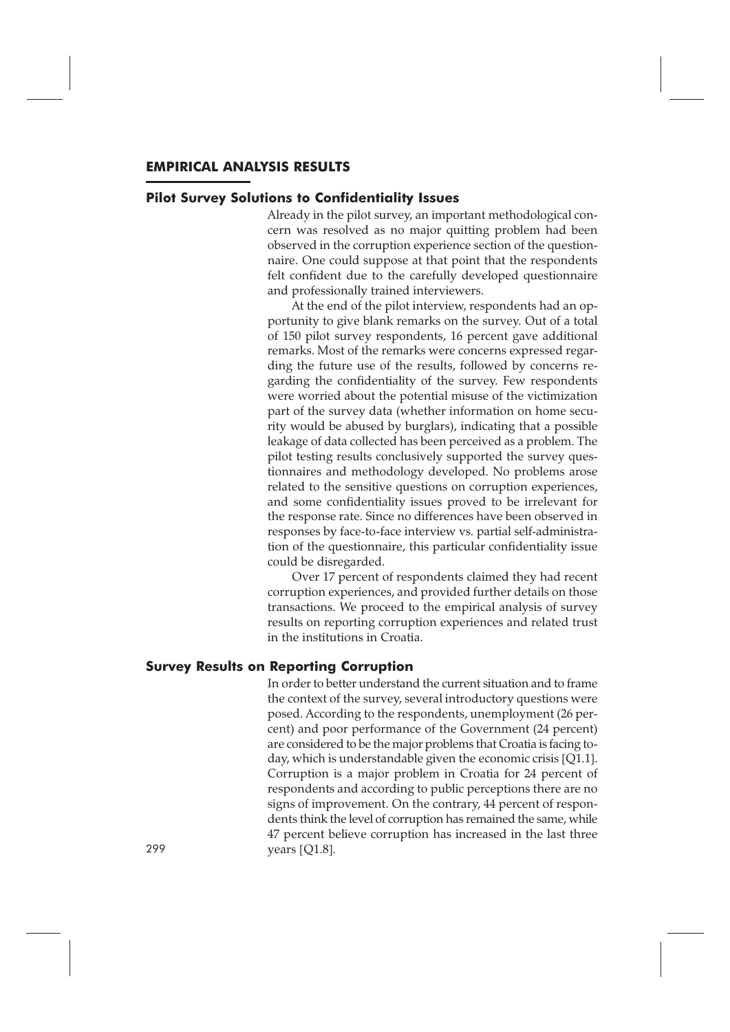## EMPIRICAL ANALYSIS RESULTS

### Pilot Survey Solutions to Confidentiality Issues

Already in the pilot survey, an important methodological concern was resolved as no major quitting problem had been observed in the corruption experience section of the questionnaire. One could suppose at that point that the respondents felt confident due to the carefully developed questionnaire and professionally trained interviewers.

At the end of the pilot interview, respondents had an opportunity to give blank remarks on the survey. Out of a total of 150 pilot survey respondents, 16 percent gave additional remarks. Most of the remarks were concerns expressed regarding the future use of the results, followed by concerns regarding the confidentiality of the survey. Few respondents were worried about the potential misuse of the victimization part of the survey data (whether information on home security would be abused by burglars), indicating that a possible leakage of data collected has been perceived as a problem. The pilot testing results conclusively supported the survey questionnaires and methodology developed. No problems arose related to the sensitive questions on corruption experiences, and some confidentiality issues proved to be irrelevant for the response rate. Since no differences have been observed in responses by face-to-face interview vs. partial self-administration of the questionnaire, this particular confidentiality issue could be disregarded.

Over 17 percent of respondents claimed they had recent corruption experiences, and provided further details on those transactions. We proceed to the empirical analysis of survey results on reporting corruption experiences and related trust in the institutions in Croatia.

### Survey Results on Reporting Corruption

In order to better understand the current situation and to frame the context of the survey, several introductory questions were posed. According to the respondents, unemployment (26 percent) and poor performance of the Government (24 percent) are considered to be the major problems that Croatia is facing today, which is understandable given the economic crisis [Q1.1]. Corruption is a major problem in Croatia for 24 percent of respondents and according to public perceptions there are no signs of improvement. On the contrary, 44 percent of respondents think the level of corruption has remained the same, while 47 percent believe corruption has increased in the last three years [Q1.8].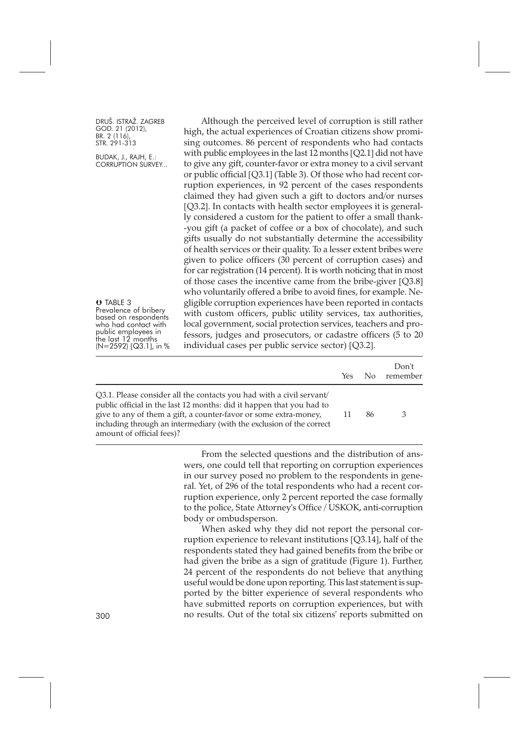Although the perceived level of corruption is still rather high, the actual experiences of Croatian citizens show promising outcomes. 86 percent of respondents who had contacts with public employees in the last 12 months [Q2.1] did not have to give any gift, counter-favor or extra money to a civil servant or public official [Q3.1] (Table 3). Of those who had recent corruption experiences, in 92 percent of the cases respondents claimed they had given such a gift to doctors and/or nurses [Q3.2]. In contacts with health sector employees it is generally considered a custom for the patient to offer a small thank-you gift (a packet of coffee or a box of chocolate), and such gifts usually do not substantially determine the accessibility of health services or their quality. To a lesser extent bribes were given to police officers (30 percent of corruption cases) and for car registration (14 percent). It is worth noticing that in most of those cases the incentive came from the bribe-giver [Q3.8] who voluntarily offered a bribe to avoid fines, for example. Negligible corruption experiences have been reported in contacts with custom officers, public utility services, tax authorities, local government, social protection services, teachers and professors, judges and prosecutors, or cadastre officers (5 to 20 individual cases per public service sector) [Q3.2].

TABLE 3
Prevalence of bribery based on respondents who had contact with public employees in the last 12 months (N=2592) [Q3.1], in %

| | Yes | No | Don't remember |
|---|---|---|---|
| Q3.1. Please consider all the contacts you had with a civil servant/ public official in the last 12 months: did it happen that you had to give to any of them a gift, a counter-favor or some extra-money, including through an intermediary (with the exclusion of the correct amount of official fees)? | 11 | 86 | 3 |

From the selected questions and the distribution of answers, one could tell that reporting on corruption experiences in our survey posed no problem to the respondents in general. Yet, of 296 of the total respondents who had a recent corruption experience, only 2 percent reported the case formally to the police, State Attorney's Office / USKOK, anti-corruption body or ombudsperson.

When asked why they did not report the personal corruption experience to relevant institutions [Q3.14], half of the respondents stated they had gained benefits from the bribe or had given the bribe as a sign of gratitude (Figure 1). Further, 24 percent of the respondents do not believe that anything useful would be done upon reporting. This last statement is supported by the bitter experience of several respondents who have submitted reports on corruption experiences, but with no results. Out of the total six citizens' reports submitted on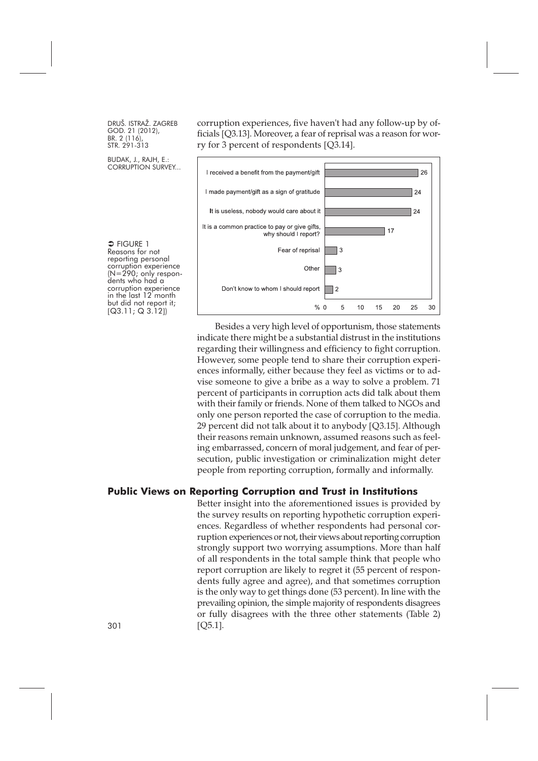corruption experiences, five haven't had any follow-up by officials [Q3.13]. Moreover, a fear of reprisal was a reason for worry for 3 percent of respondents [Q3.14].

| Reason | % |
|---|---|
| I received a benefit from the payment/gift | 26 |
| I made payment/gift as a sign of gratitude | 24 |
| It is useless, nobody would care about it | 24 |
| It is a common practice to pay or give gifts, why should I report? | 17 |
| Fear of reprisal | 3 |
| Other | 3 |
| Don't know to whom I should report | 2 |

➲ FIGURE 1
Reasons for not reporting personal corruption experience (N=290; only respondents who had a corruption experience in the last 12 month but did not report it; [Q3.11; Q 3.12])

Besides a very high level of opportunism, those statements indicate there might be a substantial distrust in the institutions regarding their willingness and efficiency to fight corruption. However, some people tend to share their corruption experiences informally, either because they feel as victims or to advise someone to give a bribe as a way to solve a problem. 71 percent of participants in corruption acts did talk about them with their family or friends. None of them talked to NGOs and only one person reported the case of corruption to the media. 29 percent did not talk about it to anybody [Q3.15]. Although their reasons remain unknown, assumed reasons such as feeling embarrassed, concern of moral judgement, and fear of persecution, public investigation or criminalization might deter people from reporting corruption, formally and informally.

## Public Views on Reporting Corruption and Trust in Institutions

Better insight into the aforementioned issues is provided by the survey results on reporting hypothetic corruption experiences. Regardless of whether respondents had personal corruption experiences or not, their views about reporting corruption strongly support two worrying assumptions. More than half of all respondents in the total sample think that people who report corruption are likely to regret it (55 percent of respondents fully agree and agree), and that sometimes corruption is the only way to get things done (53 percent). In line with the prevailing opinion, the simple majority of respondents disagrees or fully disagrees with the three other statements (Table 2) [Q5.1].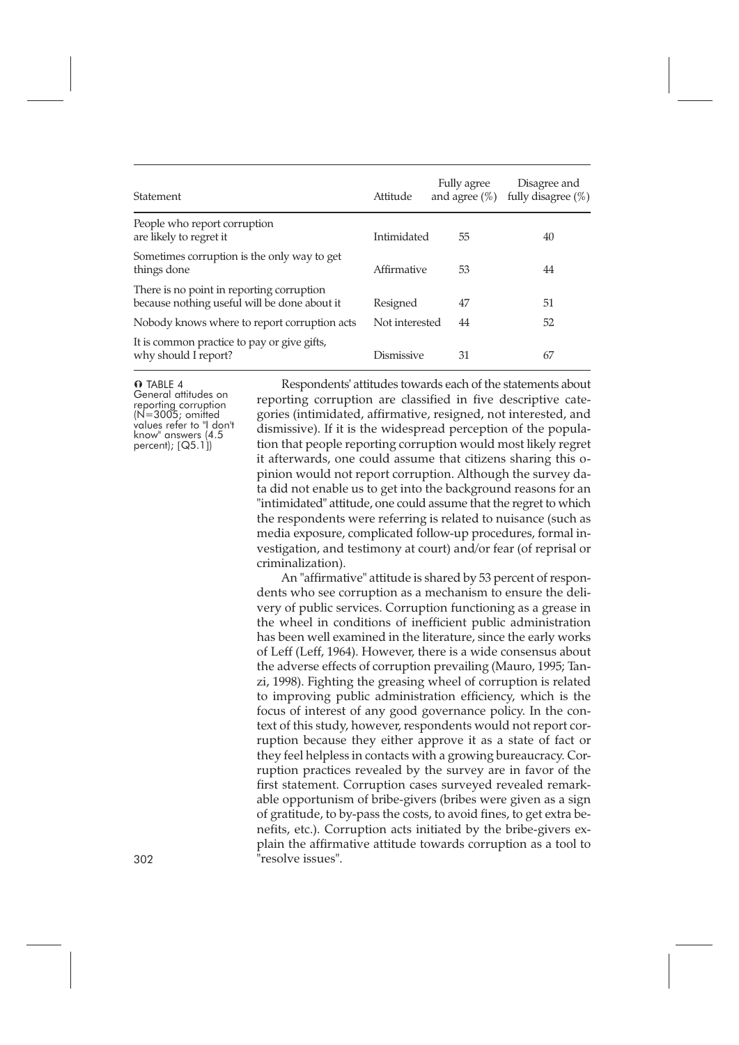| Statement | Attitude | Fully agree and agree (%) | Disagree and fully disagree (%) |
|---|---|---|---|
| People who report corruption are likely to regret it | Intimidated | 55 | 40 |
| Sometimes corruption is the only way to get things done | Affirmative | 53 | 44 |
| There is no point in reporting corruption because nothing useful will be done about it | Resigned | 47 | 51 |
| Nobody knows where to report corruption acts | Not interested | 44 | 52 |
| It is common practice to pay or give gifts, why should I report? | Dismissive | 31 | 67 |

TABLE 4 General attitudes on reporting corruption (N=3005; omitted values refer to "I don't know" answers (4.5 percent); [Q5.1])

Respondents' attitudes towards each of the statements about reporting corruption are classified in five descriptive categories (intimidated, affirmative, resigned, not interested, and dismissive). If it is the widespread perception of the population that people reporting corruption would most likely regret it afterwards, one could assume that citizens sharing this opinion would not report corruption. Although the survey data did not enable us to get into the background reasons for an "intimidated" attitude, one could assume that the regret to which the respondents were referring is related to nuisance (such as media exposure, complicated follow-up procedures, formal investigation, and testimony at court) and/or fear (of reprisal or criminalization).

An "affirmative" attitude is shared by 53 percent of respondents who see corruption as a mechanism to ensure the delivery of public services. Corruption functioning as a grease in the wheel in conditions of inefficient public administration has been well examined in the literature, since the early works of Leff (Leff, 1964). However, there is a wide consensus about the adverse effects of corruption prevailing (Mauro, 1995; Tanzi, 1998). Fighting the greasing wheel of corruption is related to improving public administration efficiency, which is the focus of interest of any good governance policy. In the context of this study, however, respondents would not report corruption because they either approve it as a state of fact or they feel helpless in contacts with a growing bureaucracy. Corruption practices revealed by the survey are in favor of the first statement. Corruption cases surveyed revealed remarkable opportunism of bribe-givers (bribes were given as a sign of gratitude, to by-pass the costs, to avoid fines, to get extra benefits, etc.). Corruption acts initiated by the bribe-givers explain the affirmative attitude towards corruption as a tool to "resolve issues".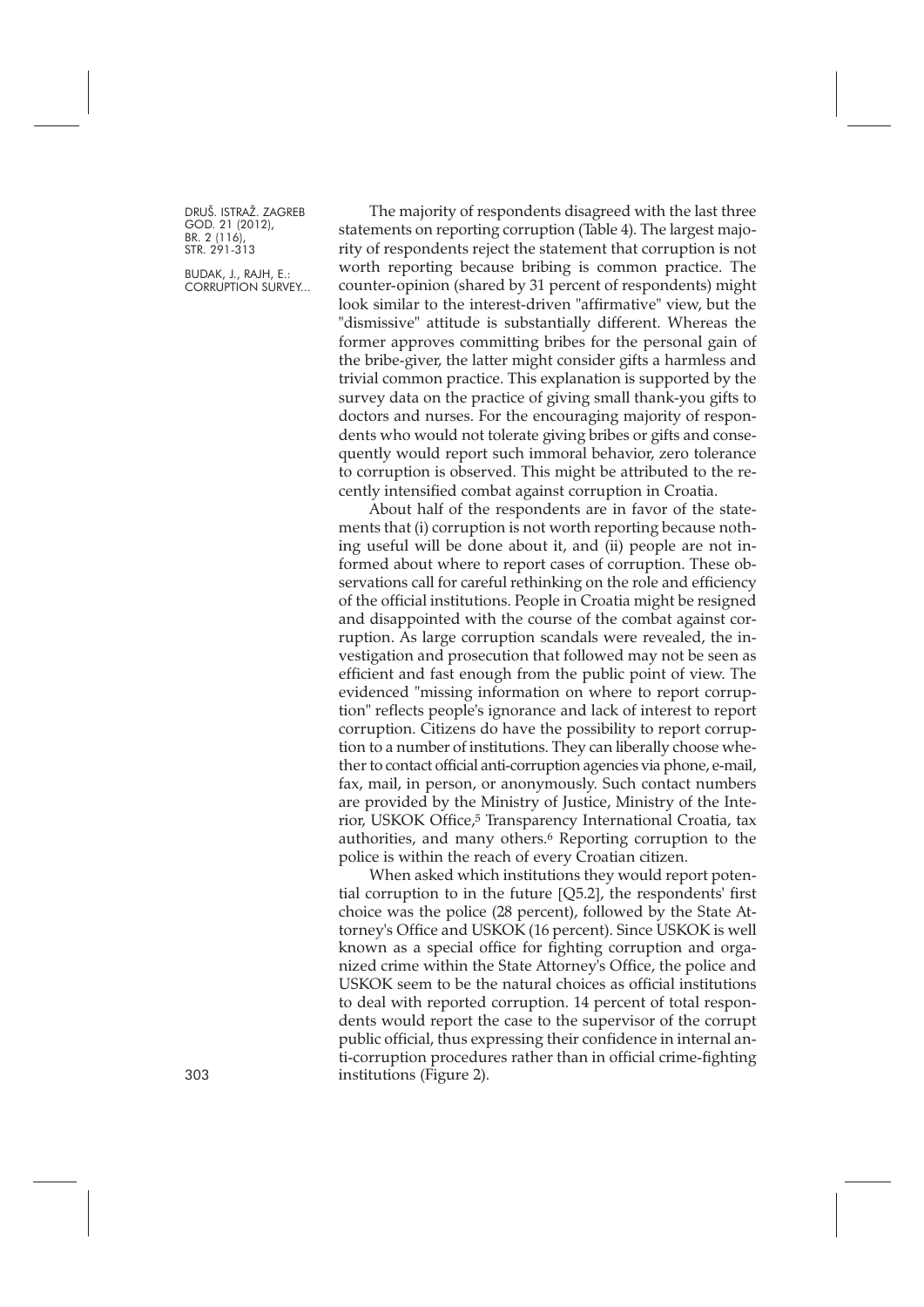The majority of respondents disagreed with the last three statements on reporting corruption (Table 4). The largest majority of respondents reject the statement that corruption is not worth reporting because bribing is common practice. The counter-opinion (shared by 31 percent of respondents) might look similar to the interest-driven "affirmative" view, but the "dismissive" attitude is substantially different. Whereas the former approves committing bribes for the personal gain of the bribe-giver, the latter might consider gifts a harmless and trivial common practice. This explanation is supported by the survey data on the practice of giving small thank-you gifts to doctors and nurses. For the encouraging majority of respondents who would not tolerate giving bribes or gifts and consequently would report such immoral behavior, zero tolerance to corruption is observed. This might be attributed to the recently intensified combat against corruption in Croatia.

About half of the respondents are in favor of the statements that (i) corruption is not worth reporting because nothing useful will be done about it, and (ii) people are not informed about where to report cases of corruption. These observations call for careful rethinking on the role and efficiency of the official institutions. People in Croatia might be resigned and disappointed with the course of the combat against corruption. As large corruption scandals were revealed, the investigation and prosecution that followed may not be seen as efficient and fast enough from the public point of view. The evidenced "missing information on where to report corruption" reflects people's ignorance and lack of interest to report corruption. Citizens do have the possibility to report corruption to a number of institutions. They can liberally choose whether to contact official anti-corruption agencies via phone, e-mail, fax, mail, in person, or anonymously. Such contact numbers are provided by the Ministry of Justice, Ministry of the Interior, USKOK Office,[5] Transparency International Croatia, tax authorities, and many others.[6] Reporting corruption to the police is within the reach of every Croatian citizen.

When asked which institutions they would report potential corruption to in the future [Q5.2], the respondents' first choice was the police (28 percent), followed by the State Attorney's Office and USKOK (16 percent). Since USKOK is well known as a special office for fighting corruption and organized crime within the State Attorney's Office, the police and USKOK seem to be the natural choices as official institutions to deal with reported corruption. 14 percent of total respondents would report the case to the supervisor of the corrupt public official, thus expressing their confidence in internal anti-corruption procedures rather than in official crime-fighting institutions (Figure 2).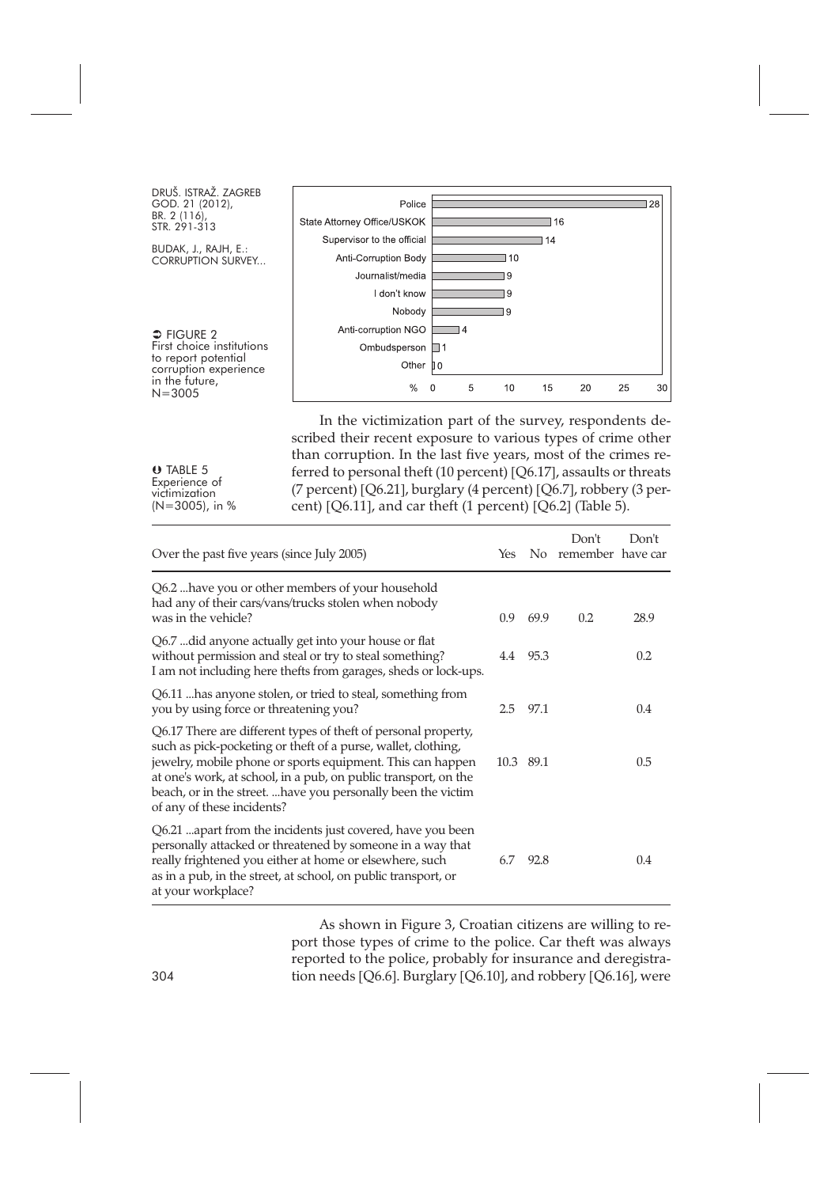FIGURE 2
First choice institutions to report potential corruption experience in the future, N=3005

| Institution | % |
|---|---|
| Police | 28 |
| State Attorney Office/USKOK | 16 |
| Supervisor to the official | 14 |
| Anti-Corruption Body | 10 |
| Journalist/media | 9 |
| I don't know | 9 |
| Nobody | 9 |
| Anti-corruption NGO | 4 |
| Ombudsperson | 1 |
| Other | 0 |

In the victimization part of the survey, respondents described their recent exposure to various types of crime other than corruption. In the last five years, most of the crimes referred to personal theft (10 percent) [Q6.17], assaults or threats (7 percent) [Q6.21], burglary (4 percent) [Q6.7], robbery (3 percent) [Q6.11], and car theft (1 percent) [Q6.2] (Table 5).

TABLE 5
Experience of victimization (N=3005), in %

| Over the past five years (since July 2005) | Yes | No | Don't remember | Don't have car |
|---|---|---|---|---|
| Q6.2 ...have you or other members of your household had any of their cars/vans/trucks stolen when nobody was in the vehicle? | 0.9 | 69.9 | 0.2 | 28.9 |
| Q6.7 ...did anyone actually get into your house or flat without permission and steal or try to steal something? I am not including here thefts from garages, sheds or lock-ups. | 4.4 | 95.3 | | 0.2 |
| Q6.11 ...has anyone stolen, or tried to steal, something from you by using force or threatening you? | 2.5 | 97.1 | | 0.4 |
| Q6.17 There are different types of theft of personal property, such as pick-pocketing or theft of a purse, wallet, clothing, jewelry, mobile phone or sports equipment. This can happen at one's work, at school, in a pub, on public transport, on the beach, or in the street. ...have you personally been the victim of any of these incidents? | 10.3 | 89.1 | | 0.5 |
| Q6.21 ...apart from the incidents just covered, have you been personally attacked or threatened by someone in a way that really frightened you either at home or elsewhere, such as in a pub, in the street, at school, on public transport, or at your workplace? | 6.7 | 92.8 | | 0.4 |

As shown in Figure 3, Croatian citizens are willing to report those types of crime to the police. Car theft was always reported to the police, probably for insurance and deregistration needs [Q6.6]. Burglary [Q6.10], and robbery [Q6.16], were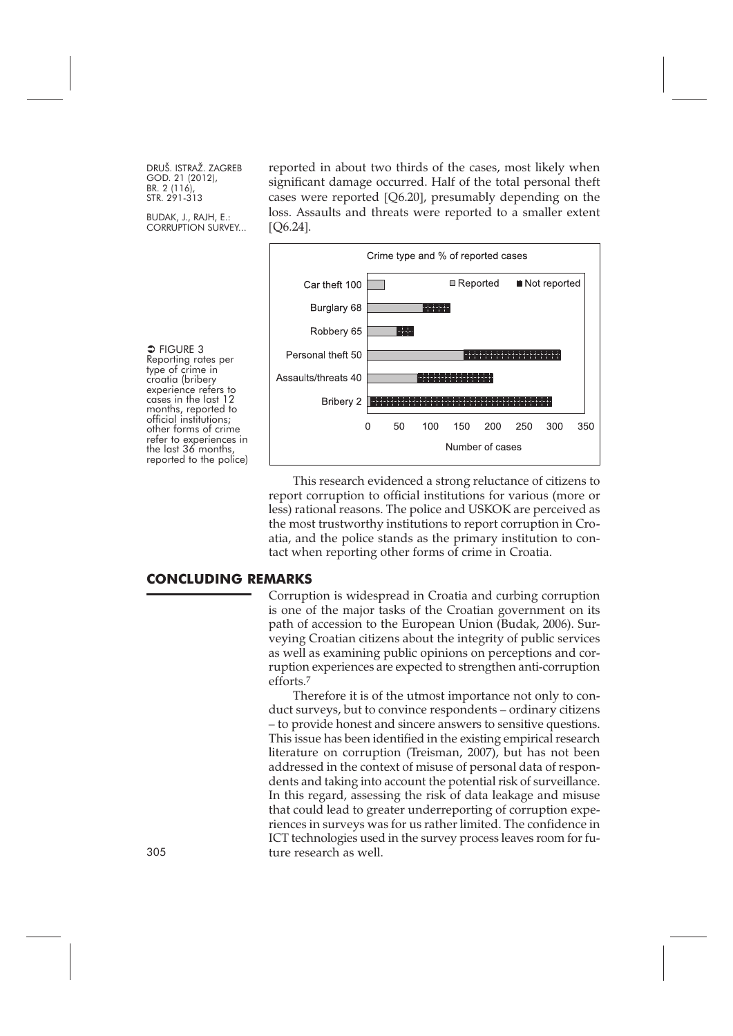reported in about two thirds of the cases, most likely when significant damage occurred. Half of the total personal theft cases were reported [Q6.20], presumably depending on the loss. Assaults and threats were reported to a smaller extent [Q6.24].

➲ FIGURE 3
Reporting rates per type of crime in croatia (bribery experience refers to cases in the last 12 months, reported to official institutions; other forms of crime refer to experiences in the last 36 months, reported to the police)

Crime type and % of reported cases

| Crime type and % reported | Reported | Not reported |
|---|---|---|
| Car theft 100 | | |
| Burglary 68 | | |
| Robbery 65 | | |
| Personal theft 50 | | |
| Assaults/threats 40 | | |
| Bribery 2 | | |

Number of cases (0–350)

This research evidenced a strong reluctance of citizens to report corruption to official institutions for various (more or less) rational reasons. The police and USKOK are perceived as the most trustworthy institutions to report corruption in Croatia, and the police stands as the primary institution to contact when reporting other forms of crime in Croatia.

## CONCLUDING REMARKS

Corruption is widespread in Croatia and curbing corruption is one of the major tasks of the Croatian government on its path of accession to the European Union (Budak, 2006). Surveying Croatian citizens about the integrity of public services as well as examining public opinions on perceptions and corruption experiences are expected to strengthen anti-corruption efforts.[7]

Therefore it is of the utmost importance not only to conduct surveys, but to convince respondents – ordinary citizens – to provide honest and sincere answers to sensitive questions. This issue has been identified in the existing empirical research literature on corruption (Treisman, 2007), but has not been addressed in the context of misuse of personal data of respondents and taking into account the potential risk of surveillance. In this regard, assessing the risk of data leakage and misuse that could lead to greater underreporting of corruption experiences in surveys was for us rather limited. The confidence in ICT technologies used in the survey process leaves room for future research as well.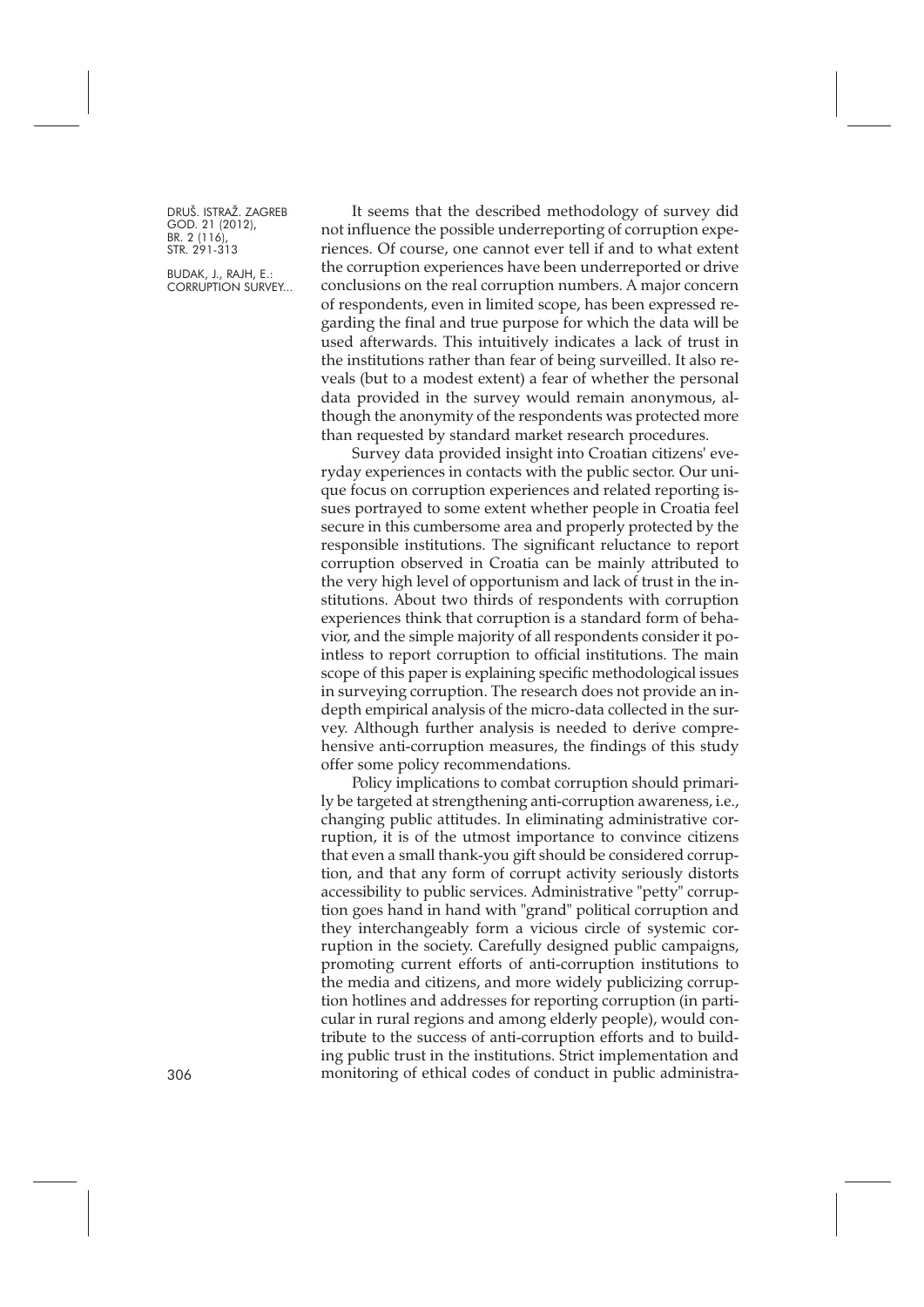It seems that the described methodology of survey did not influence the possible underreporting of corruption experiences. Of course, one cannot ever tell if and to what extent the corruption experiences have been underreported or drive conclusions on the real corruption numbers. A major concern of respondents, even in limited scope, has been expressed regarding the final and true purpose for which the data will be used afterwards. This intuitively indicates a lack of trust in the institutions rather than fear of being surveilled. It also reveals (but to a modest extent) a fear of whether the personal data provided in the survey would remain anonymous, although the anonymity of the respondents was protected more than requested by standard market research procedures.

Survey data provided insight into Croatian citizens' everyday experiences in contacts with the public sector. Our unique focus on corruption experiences and related reporting issues portrayed to some extent whether people in Croatia feel secure in this cumbersome area and properly protected by the responsible institutions. The significant reluctance to report corruption observed in Croatia can be mainly attributed to the very high level of opportunism and lack of trust in the institutions. About two thirds of respondents with corruption experiences think that corruption is a standard form of behavior, and the simple majority of all respondents consider it pointless to report corruption to official institutions. The main scope of this paper is explaining specific methodological issues in surveying corruption. The research does not provide an in-depth empirical analysis of the micro-data collected in the survey. Although further analysis is needed to derive comprehensive anti-corruption measures, the findings of this study offer some policy recommendations.

Policy implications to combat corruption should primarily be targeted at strengthening anti-corruption awareness, i.e., changing public attitudes. In eliminating administrative corruption, it is of the utmost importance to convince citizens that even a small thank-you gift should be considered corruption, and that any form of corrupt activity seriously distorts accessibility to public services. Administrative "petty" corruption goes hand in hand with "grand" political corruption and they interchangeably form a vicious circle of systemic corruption in the society. Carefully designed public campaigns, promoting current efforts of anti-corruption institutions to the media and citizens, and more widely publicizing corruption hotlines and addresses for reporting corruption (in particular in rural regions and among elderly people), would contribute to the success of anti-corruption efforts and to building public trust in the institutions. Strict implementation and monitoring of ethical codes of conduct in public administra-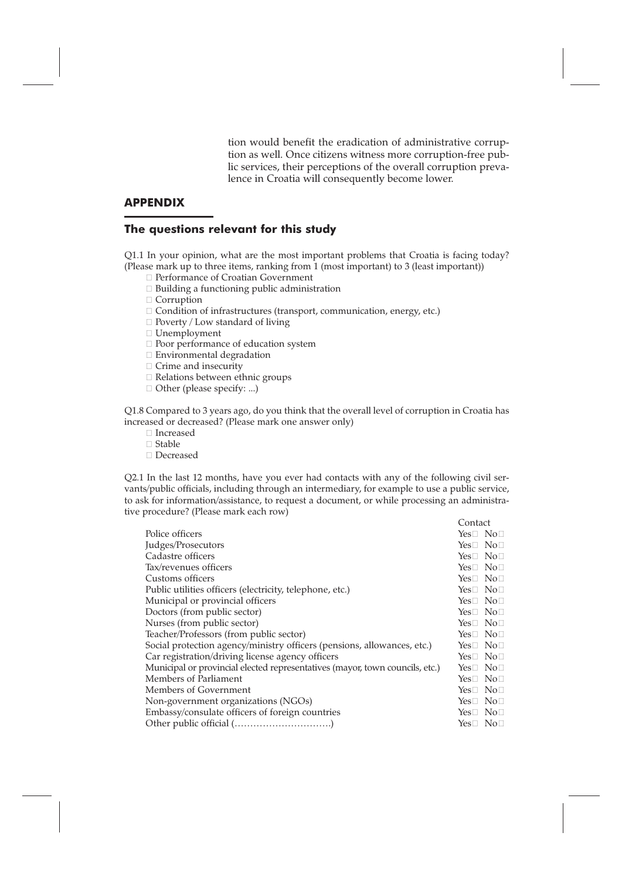tion would benefit the eradication of administrative corruption as well. Once citizens witness more corruption-free public services, their perceptions of the overall corruption prevalence in Croatia will consequently become lower.

## APPENDIX

### The questions relevant for this study

Q1.1 In your opinion, what are the most important problems that Croatia is facing today? (Please mark up to three items, ranking from 1 (most important) to 3 (least important))

- □ Performance of Croatian Government
- □ Building a functioning public administration
- □ Corruption
- □ Condition of infrastructures (transport, communication, energy, etc.)
- □ Poverty / Low standard of living
- □ Unemployment
- □ Poor performance of education system
- □ Environmental degradation
- □ Crime and insecurity
- □ Relations between ethnic groups
- □ Other (please specify: ...)

Q1.8 Compared to 3 years ago, do you think that the overall level of corruption in Croatia has increased or decreased? (Please mark one answer only)

- □ Increased
- □ Stable
- □ Decreased

Q2.1 In the last 12 months, have you ever had contacts with any of the following civil servants/public officials, including through an intermediary, for example to use a public service, to ask for information/assistance, to request a document, or while processing an administrative procedure? (Please mark each row)

| | Contact |
|---|---|
| Police officers | Yes□ No□ |
| Judges/Prosecutors | Yes□ No□ |
| Cadastre officers | Yes□ No□ |
| Tax/revenues officers | Yes□ No□ |
| Customs officers | Yes□ No□ |
| Public utilities officers (electricity, telephone, etc.) | Yes□ No□ |
| Municipal or provincial officers | Yes□ No□ |
| Doctors (from public sector) | Yes□ No□ |
| Nurses (from public sector) | Yes□ No□ |
| Teacher/Professors (from public sector) | Yes□ No□ |
| Social protection agency/ministry officers (pensions, allowances, etc.) | Yes□ No□ |
| Car registration/driving license agency officers | Yes□ No□ |
| Municipal or provincial elected representatives (mayor, town councils, etc.) | Yes□ No□ |
| Members of Parliament | Yes□ No□ |
| Members of Government | Yes□ No□ |
| Non-government organizations (NGOs) | Yes□ No□ |
| Embassy/consulate officers of foreign countries | Yes□ No□ |
| Other public official (…………………………) | Yes□ No□ |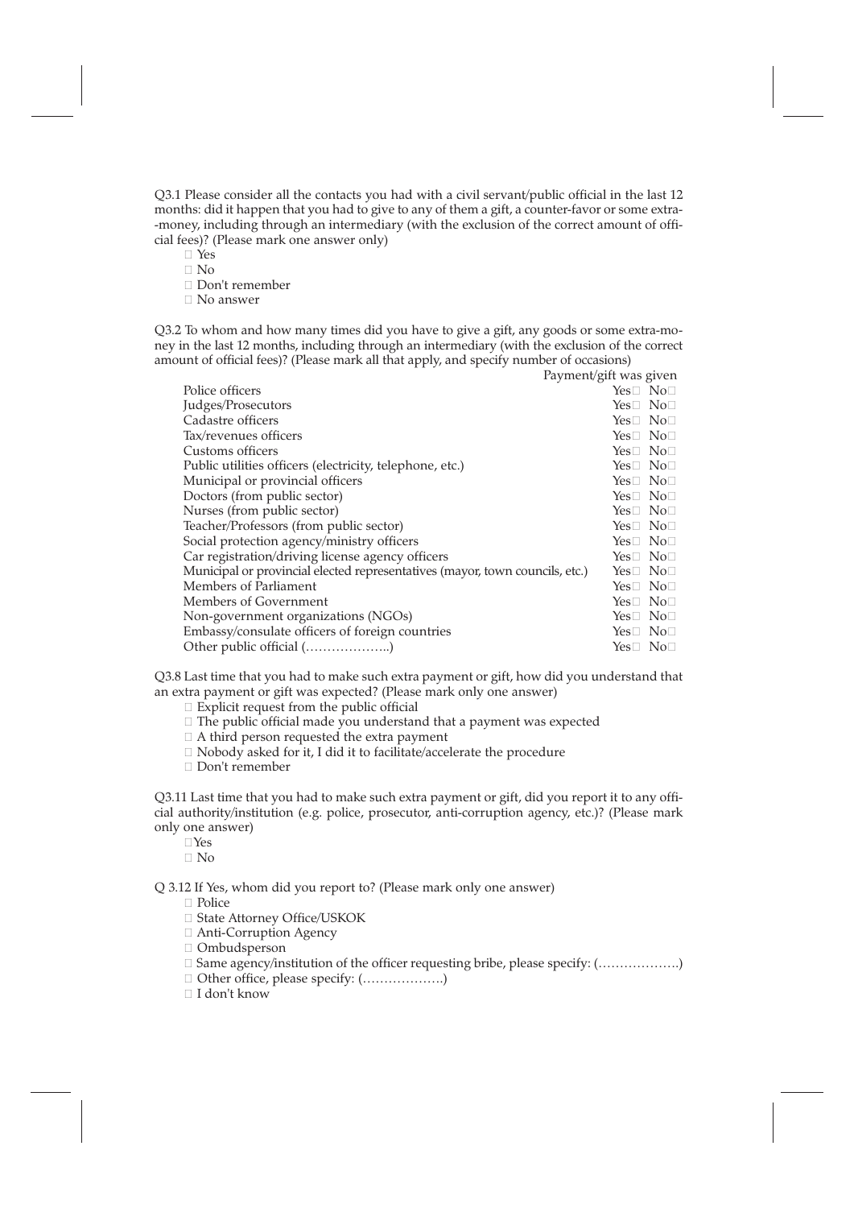Q3.1 Please consider all the contacts you had with a civil servant/public official in the last 12 months: did it happen that you had to give to any of them a gift, a counter-favor or some extra-money, including through an intermediary (with the exclusion of the correct amount of official fees)? (Please mark one answer only)

- □ Yes
- □ No
- □ Don't remember
- □ No answer

Q3.2 To whom and how many times did you have to give a gift, any goods or some extra-money in the last 12 months, including through an intermediary (with the exclusion of the correct amount of official fees)? (Please mark all that apply, and specify number of occasions)

| | Payment/gift was given |
|---|---|
| Police officers | Yes□ No□ |
| Judges/Prosecutors | Yes□ No□ |
| Cadastre officers | Yes□ No□ |
| Tax/revenues officers | Yes□ No□ |
| Customs officers | Yes□ No□ |
| Public utilities officers (electricity, telephone, etc.) | Yes□ No□ |
| Municipal or provincial officers | Yes□ No□ |
| Doctors (from public sector) | Yes□ No□ |
| Nurses (from public sector) | Yes□ No□ |
| Teacher/Professors (from public sector) | Yes□ No□ |
| Social protection agency/ministry officers | Yes□ No□ |
| Car registration/driving license agency officers | Yes□ No□ |
| Municipal or provincial elected representatives (mayor, town councils, etc.) | Yes□ No□ |
| Members of Parliament | Yes□ No□ |
| Members of Government | Yes□ No□ |
| Non-government organizations (NGOs) | Yes□ No□ |
| Embassy/consulate officers of foreign countries | Yes□ No□ |
| Other public official (………………..) | Yes□ No□ |

Q3.8 Last time that you had to make such extra payment or gift, how did you understand that an extra payment or gift was expected? (Please mark only one answer)

- □ Explicit request from the public official
- □ The public official made you understand that a payment was expected
- □ A third person requested the extra payment
- □ Nobody asked for it, I did it to facilitate/accelerate the procedure
- □ Don't remember

Q3.11 Last time that you had to make such extra payment or gift, did you report it to any official authority/institution (e.g. police, prosecutor, anti-corruption agency, etc.)? (Please mark only one answer)

- □Yes
- □ No

Q 3.12 If Yes, whom did you report to? (Please mark only one answer)

- □ Police
- □ State Attorney Office/USKOK
- □ Anti-Corruption Agency
- □ Ombudsperson
- □ Same agency/institution of the officer requesting bribe, please specify: (……………….)
- □ Other office, please specify: (……………….)
- □ I don't know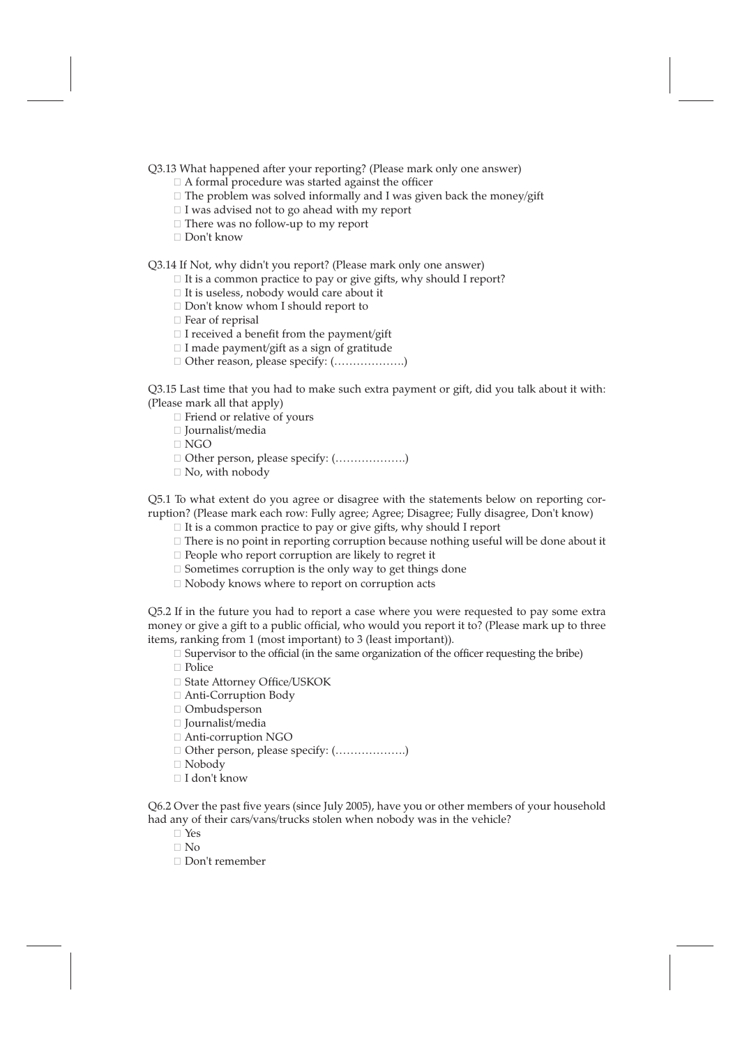Q3.13 What happened after your reporting? (Please mark only one answer)

- □ A formal procedure was started against the officer
- □ The problem was solved informally and I was given back the money/gift
- □ I was advised not to go ahead with my report
- □ There was no follow-up to my report
- □ Don't know

Q3.14 If Not, why didn't you report? (Please mark only one answer)

- □ It is a common practice to pay or give gifts, why should I report?
- □ It is useless, nobody would care about it
- □ Don't know whom I should report to
- □ Fear of reprisal
- □ I received a benefit from the payment/gift
- □ I made payment/gift as a sign of gratitude
- □ Other reason, please specify: (……………….)

Q3.15 Last time that you had to make such extra payment or gift, did you talk about it with: (Please mark all that apply)

- □ Friend or relative of yours
- □ Journalist/media
- □ NGO
- □ Other person, please specify: (……………….)
- □ No, with nobody

Q5.1 To what extent do you agree or disagree with the statements below on reporting corruption? (Please mark each row: Fully agree; Agree; Disagree; Fully disagree, Don't know)

- □ It is a common practice to pay or give gifts, why should I report
- □ There is no point in reporting corruption because nothing useful will be done about it
- □ People who report corruption are likely to regret it
- □ Sometimes corruption is the only way to get things done
- □ Nobody knows where to report on corruption acts

Q5.2 If in the future you had to report a case where you were requested to pay some extra money or give a gift to a public official, who would you report it to? (Please mark up to three items, ranking from 1 (most important) to 3 (least important)).

- □ Supervisor to the official (in the same organization of the officer requesting the bribe)
- □ Police
- □ State Attorney Office/USKOK
- □ Anti-Corruption Body
- □ Ombudsperson
- □ Journalist/media
- □ Anti-corruption NGO
- □ Other person, please specify: (……………….)
- □ Nobody
- □ I don't know

Q6.2 Over the past five years (since July 2005), have you or other members of your household had any of their cars/vans/trucks stolen when nobody was in the vehicle?

- □ Yes
- □ No
- □ Don't remember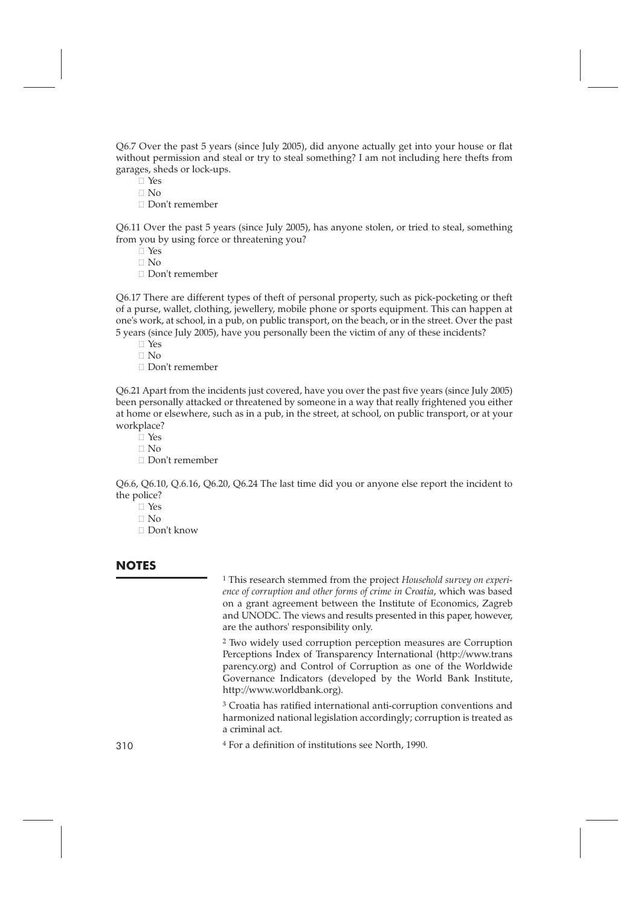Q6.7 Over the past 5 years (since July 2005), did anyone actually get into your house or flat without permission and steal or try to steal something? I am not including here thefts from garages, sheds or lock-ups.

- Yes
- No
- Don't remember

Q6.11 Over the past 5 years (since July 2005), has anyone stolen, or tried to steal, something from you by using force or threatening you?

- Yes
- No
- Don't remember

Q6.17 There are different types of theft of personal property, such as pick-pocketing or theft of a purse, wallet, clothing, jewellery, mobile phone or sports equipment. This can happen at one's work, at school, in a pub, on public transport, on the beach, or in the street. Over the past 5 years (since July 2005), have you personally been the victim of any of these incidents?

- Yes
- No
- Don't remember

Q6.21 Apart from the incidents just covered, have you over the past five years (since July 2005) been personally attacked or threatened by someone in a way that really frightened you either at home or elsewhere, such as in a pub, in the street, at school, on public transport, or at your workplace?

- Yes
- No
- Don't remember

Q6.6, Q6.10, Q.6.16, Q6.20, Q6.24 The last time did you or anyone else report the incident to the police?

- Yes
- No
- Don't know

## NOTES

[1] This research stemmed from the project *Household survey on experience of corruption and other forms of crime in Croatia*, which was based on a grant agreement between the Institute of Economics, Zagreb and UNODC. The views and results presented in this paper, however, are the authors' responsibility only.

[2] Two widely used corruption perception measures are Corruption Perceptions Index of Transparency International (http://www.transparency.org) and Control of Corruption as one of the Worldwide Governance Indicators (developed by the World Bank Institute, http://www.worldbank.org).

[3] Croatia has ratified international anti-corruption conventions and harmonized national legislation accordingly; corruption is treated as a criminal act.

[4] For a definition of institutions see North, 1990.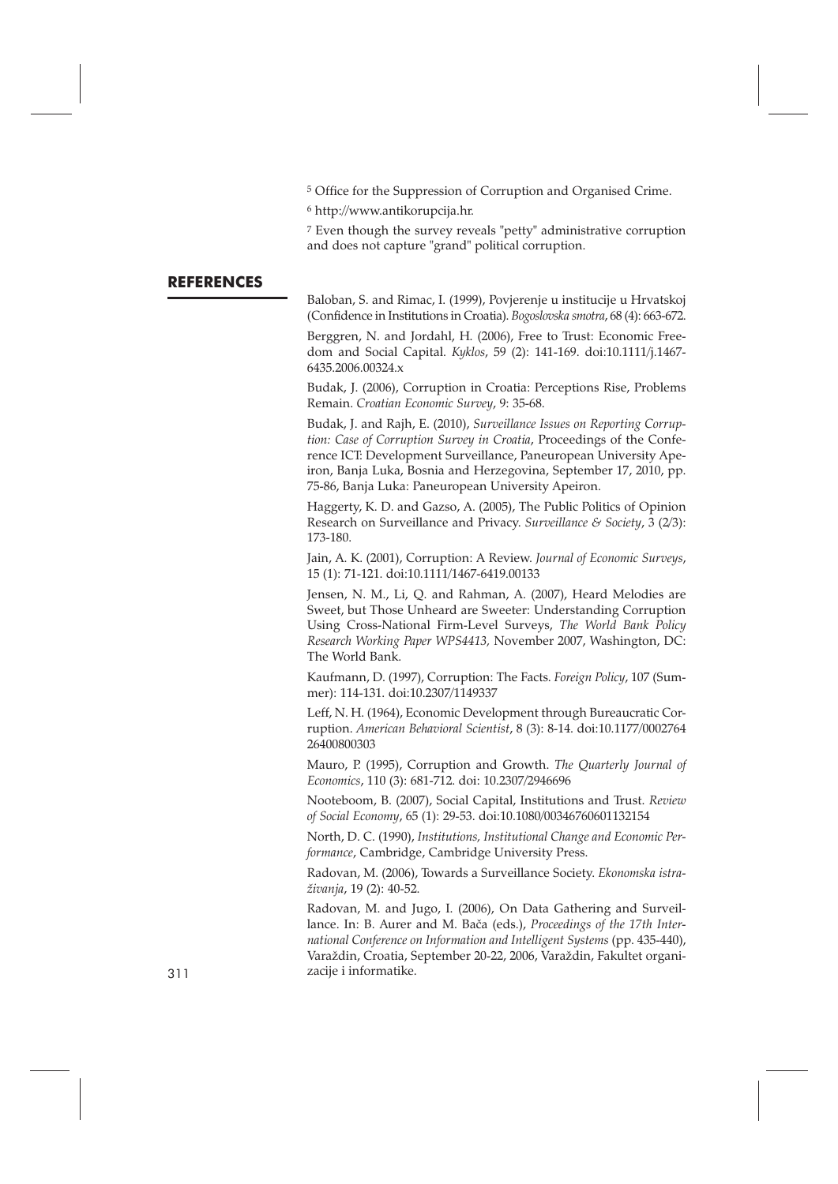[5] Office for the Suppression of Corruption and Organised Crime.

[6] http://www.antikorupcija.hr.

[7] Even though the survey reveals "petty" administrative corruption and does not capture "grand" political corruption.

## REFERENCES

Baloban, S. and Rimac, I. (1999), Povjerenje u institucije u Hrvatskoj (Confidence in Institutions in Croatia). *Bogoslovska smotra*, 68 (4): 663-672.

Berggren, N. and Jordahl, H. (2006), Free to Trust: Economic Freedom and Social Capital. *Kyklos*, 59 (2): 141-169. doi:10.1111/j.1467-6435.2006.00324.x

Budak, J. (2006), Corruption in Croatia: Perceptions Rise, Problems Remain. *Croatian Economic Survey*, 9: 35-68.

Budak, J. and Rajh, E. (2010), *Surveillance Issues on Reporting Corruption: Case of Corruption Survey in Croatia*, Proceedings of the Conference ICT: Development Surveillance, Paneuropean University Apeiron, Banja Luka, Bosnia and Herzegovina, September 17, 2010, pp. 75-86, Banja Luka: Paneuropean University Apeiron.

Haggerty, K. D. and Gazso, A. (2005), The Public Politics of Opinion Research on Surveillance and Privacy. *Surveillance & Society*, 3 (2/3): 173-180.

Jain, A. K. (2001), Corruption: A Review. *Journal of Economic Surveys*, 15 (1): 71-121. doi:10.1111/1467-6419.00133

Jensen, N. M., Li, Q. and Rahman, A. (2007), Heard Melodies are Sweet, but Those Unheard are Sweeter: Understanding Corruption Using Cross-National Firm-Level Surveys, *The World Bank Policy Research Working Paper WPS4413,* November 2007, Washington, DC: The World Bank.

Kaufmann, D. (1997), Corruption: The Facts. *Foreign Policy*, 107 (Summer): 114-131. doi:10.2307/1149337

Leff, N. H. (1964), Economic Development through Bureaucratic Corruption. *American Behavioral Scientist*, 8 (3): 8-14. doi:10.1177/000276426400800303

Mauro, P. (1995), Corruption and Growth. *The Quarterly Journal of Economics*, 110 (3): 681-712. doi: 10.2307/2946696

Nooteboom, B. (2007), Social Capital, Institutions and Trust. *Review of Social Economy*, 65 (1): 29-53. doi:10.1080/00346760601132154

North, D. C. (1990), *Institutions, Institutional Change and Economic Performance*, Cambridge, Cambridge University Press.

Radovan, M. (2006), Towards a Surveillance Society. *Ekonomska istraživanja*, 19 (2): 40-52.

Radovan, M. and Jugo, I. (2006), On Data Gathering and Surveillance. In: B. Aurer and M. Bača (eds.), *Proceedings of the 17th International Conference on Information and Intelligent Systems* (pp. 435-440), Varaždin, Croatia, September 20-22, 2006, Varaždin, Fakultet organizacije i informatike.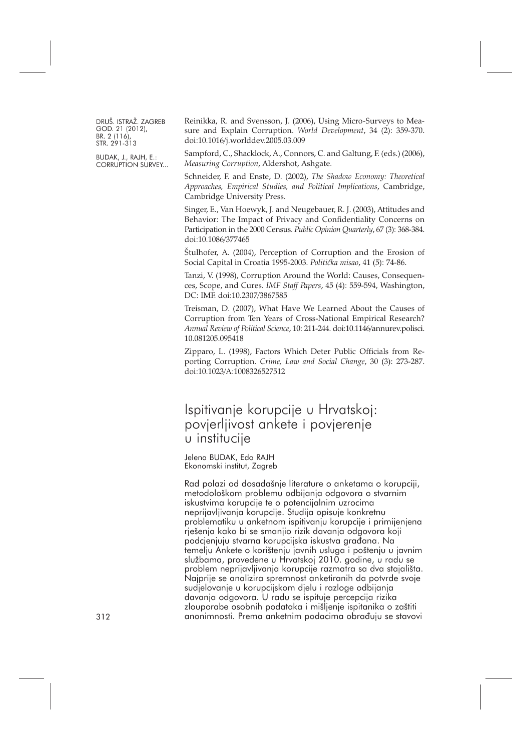Reinikka, R. and Svensson, J. (2006), Using Micro-Surveys to Measure and Explain Corruption. *World Development*, 34 (2): 359-370. doi:10.1016/j.worlddev.2005.03.009

Sampford, C., Shacklock, A., Connors, C. and Galtung, F. (eds.) (2006), *Measuring Corruption*, Aldershot, Ashgate.

Schneider, F. and Enste, D. (2002), *The Shadow Economy: Theoretical Approaches, Empirical Studies, and Political Implications*, Cambridge, Cambridge University Press.

Singer, E., Van Hoewyk, J. and Neugebauer, R. J. (2003), Attitudes and Behavior: The Impact of Privacy and Confidentiality Concerns on Participation in the 2000 Census. *Public Opinion Quarterly*, 67 (3): 368-384. doi:10.1086/377465

Štulhofer, A. (2004), Perception of Corruption and the Erosion of Social Capital in Croatia 1995-2003. *Politička misao*, 41 (5): 74-86.

Tanzi, V. (1998), Corruption Around the World: Causes, Consequences, Scope, and Cures. *IMF Staff Papers*, 45 (4): 559-594, Washington, DC: IMF. doi:10.2307/3867585

Treisman, D. (2007), What Have We Learned About the Causes of Corruption from Ten Years of Cross-National Empirical Research? *Annual Review of Political Science*, 10: 211-244. doi:10.1146/annurev.polisci.10.081205.095418

Zipparo, L. (1998), Factors Which Deter Public Officials from Reporting Corruption. *Crime, Law and Social Change*, 30 (3): 273-287. doi:10.1023/A:1008326527512

# Ispitivanje korupcije u Hrvatskoj: povjerljivost ankete i povjerenje u institucije

Jelena BUDAK, Edo RAJH
Ekonomski institut, Zagreb

Rad polazi od dosadašnje literature o anketama o korupciji, metodološkom problemu odbijanja odgovora o stvarnim iskustvima korupcije te o potencijalnim uzrocima neprijavljivanja korupcije. Studija opisuje konkretnu problematiku u anketnom ispitivanju korupcije i primijenjena rješenja kako bi se smanjio rizik davanja odgovora koji podcjenjuju stvarna korupcijska iskustva građana. Na temelju Ankete o korištenju javnih usluga i poštenju u javnim službama, provedene u Hrvatskoj 2010. godine, u radu se problem neprijavljivanja korupcije razmatra sa dva stajališta. Najprije se analizira spremnost anketiranih da potvrde svoje sudjelovanje u korupcijskom djelu i razloge odbijanja davanja odgovora. U radu se ispituje percepcija rizika zlouporabe osobnih podataka i mišljenje ispitanika o zaštiti anonimnosti. Prema anketnim podacima obrađuju se stavovi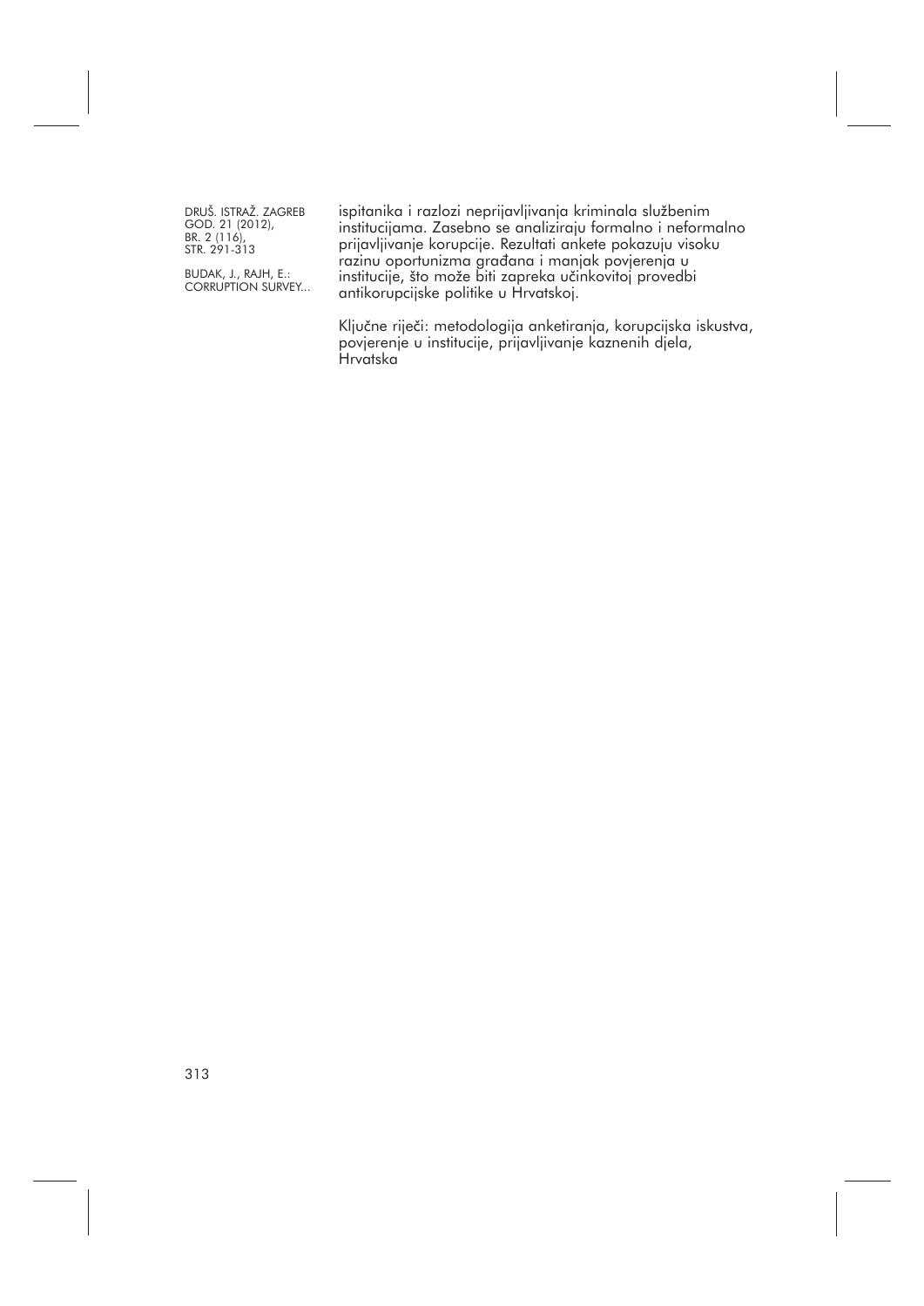ispitanika i razlozi neprijavljivanja kriminala službenim institucijama. Zasebno se analiziraju formalno i neformalno prijavljivanje korupcije. Rezultati ankete pokazuju visoku razinu oportunizma građana i manjak povjerenja u institucije, što može biti zapreka učinkovitoj provedbi antikorupcijske politike u Hrvatskoj.

Ključne riječi: metodologija anketiranja, korupcijska iskustva, povjerenje u institucije, prijavljivanje kaznenih djela, Hrvatska